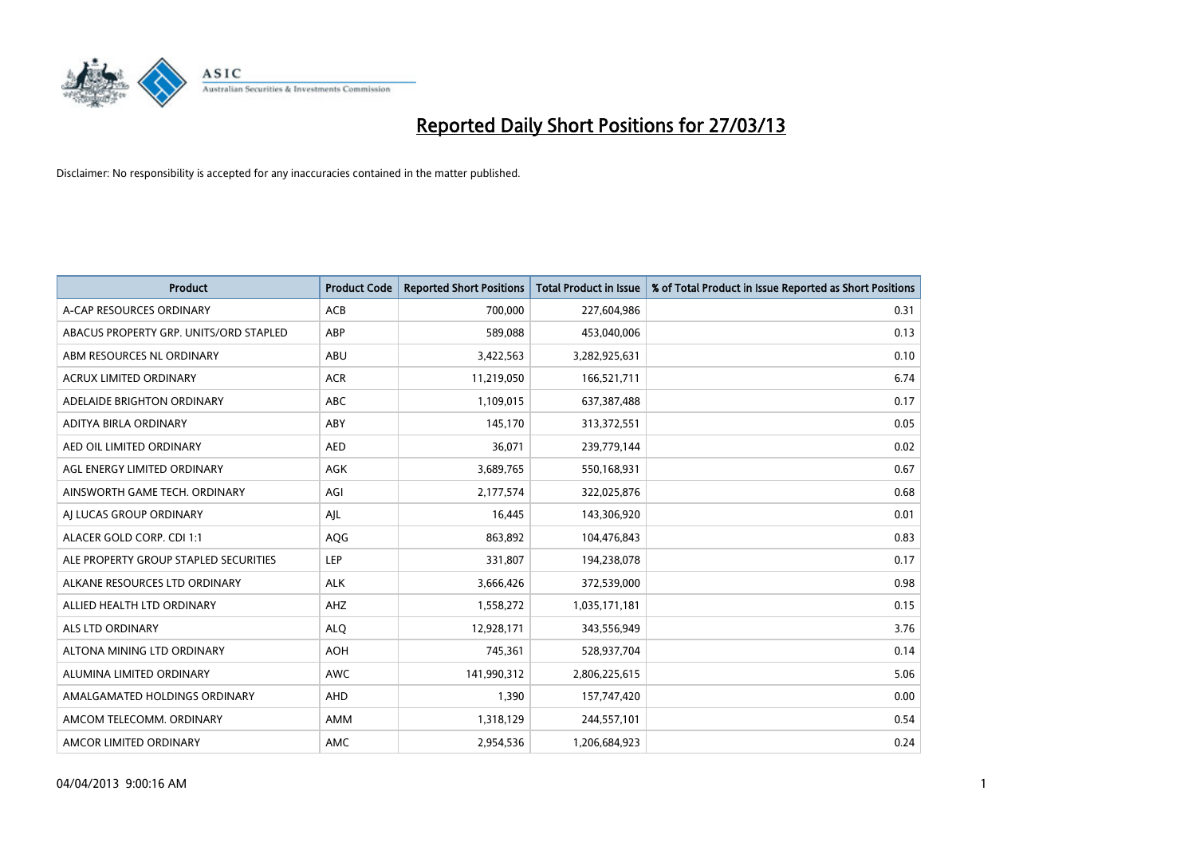# Reported Daily Short Positions for 27/03/13

Disclaimer: No responsibility is accepted for any inaccuracies contained in the matter published.

| Product | Product Code | Reported Short Positions | Total Product in Issue | % of Total Product in Issue Reported as Short Positions |
|---|---|---|---|---|
| A-CAP RESOURCES ORDINARY | ACB | 700,000 | 227,604,986 | 0.31 |
| ABACUS PROPERTY GRP. UNITS/ORD STAPLED | ABP | 589,088 | 453,040,006 | 0.13 |
| ABM RESOURCES NL ORDINARY | ABU | 3,422,563 | 3,282,925,631 | 0.10 |
| ACRUX LIMITED ORDINARY | ACR | 11,219,050 | 166,521,711 | 6.74 |
| ADELAIDE BRIGHTON ORDINARY | ABC | 1,109,015 | 637,387,488 | 0.17 |
| ADITYA BIRLA ORDINARY | ABY | 145,170 | 313,372,551 | 0.05 |
| AED OIL LIMITED ORDINARY | AED | 36,071 | 239,779,144 | 0.02 |
| AGL ENERGY LIMITED ORDINARY | AGK | 3,689,765 | 550,168,931 | 0.67 |
| AINSWORTH GAME TECH. ORDINARY | AGI | 2,177,574 | 322,025,876 | 0.68 |
| AJ LUCAS GROUP ORDINARY | AJL | 16,445 | 143,306,920 | 0.01 |
| ALACER GOLD CORP. CDI 1:1 | AQG | 863,892 | 104,476,843 | 0.83 |
| ALE PROPERTY GROUP STAPLED SECURITIES | LEP | 331,807 | 194,238,078 | 0.17 |
| ALKANE RESOURCES LTD ORDINARY | ALK | 3,666,426 | 372,539,000 | 0.98 |
| ALLIED HEALTH LTD ORDINARY | AHZ | 1,558,272 | 1,035,171,181 | 0.15 |
| ALS LTD ORDINARY | ALQ | 12,928,171 | 343,556,949 | 3.76 |
| ALTONA MINING LTD ORDINARY | AOH | 745,361 | 528,937,704 | 0.14 |
| ALUMINA LIMITED ORDINARY | AWC | 141,990,312 | 2,806,225,615 | 5.06 |
| AMALGAMATED HOLDINGS ORDINARY | AHD | 1,390 | 157,747,420 | 0.00 |
| AMCOM TELECOMM. ORDINARY | AMM | 1,318,129 | 244,557,101 | 0.54 |
| AMCOR LIMITED ORDINARY | AMC | 2,954,536 | 1,206,684,923 | 0.24 |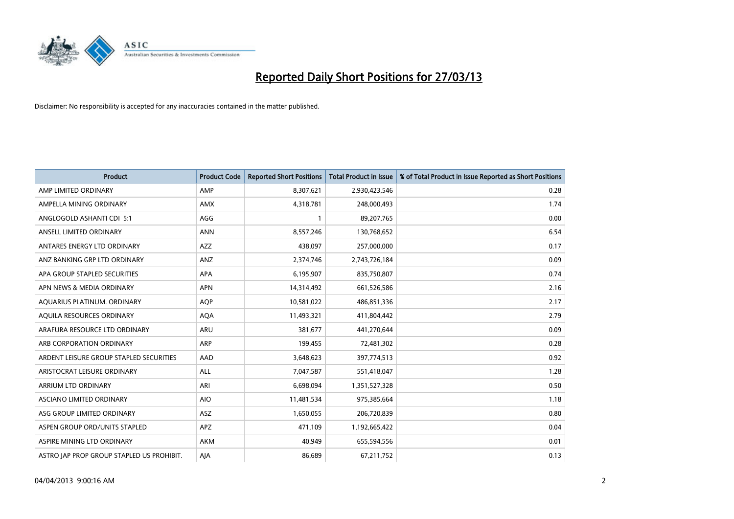# Reported Daily Short Positions for 27/03/13

Disclaimer: No responsibility is accepted for any inaccuracies contained in the matter published.

| Product | Product Code | Reported Short Positions | Total Product in Issue | % of Total Product in Issue Reported as Short Positions |
|---|---|---|---|---|
| AMP LIMITED ORDINARY | AMP | 8,307,621 | 2,930,423,546 | 0.28 |
| AMPELLA MINING ORDINARY | AMX | 4,318,781 | 248,000,493 | 1.74 |
| ANGLOGOLD ASHANTI CDI 5:1 | AGG | 1 | 89,207,765 | 0.00 |
| ANSELL LIMITED ORDINARY | ANN | 8,557,246 | 130,768,652 | 6.54 |
| ANTARES ENERGY LTD ORDINARY | AZZ | 438,097 | 257,000,000 | 0.17 |
| ANZ BANKING GRP LTD ORDINARY | ANZ | 2,374,746 | 2,743,726,184 | 0.09 |
| APA GROUP STAPLED SECURITIES | APA | 6,195,907 | 835,750,807 | 0.74 |
| APN NEWS & MEDIA ORDINARY | APN | 14,314,492 | 661,526,586 | 2.16 |
| AQUARIUS PLATINUM. ORDINARY | AQP | 10,581,022 | 486,851,336 | 2.17 |
| AQUILA RESOURCES ORDINARY | AQA | 11,493,321 | 411,804,442 | 2.79 |
| ARAFURA RESOURCE LTD ORDINARY | ARU | 381,677 | 441,270,644 | 0.09 |
| ARB CORPORATION ORDINARY | ARP | 199,455 | 72,481,302 | 0.28 |
| ARDENT LEISURE GROUP STAPLED SECURITIES | AAD | 3,648,623 | 397,774,513 | 0.92 |
| ARISTOCRAT LEISURE ORDINARY | ALL | 7,047,587 | 551,418,047 | 1.28 |
| ARRIUM LTD ORDINARY | ARI | 6,698,094 | 1,351,527,328 | 0.50 |
| ASCIANO LIMITED ORDINARY | AIO | 11,481,534 | 975,385,664 | 1.18 |
| ASG GROUP LIMITED ORDINARY | ASZ | 1,650,055 | 206,720,839 | 0.80 |
| ASPEN GROUP ORD/UNITS STAPLED | APZ | 471,109 | 1,192,665,422 | 0.04 |
| ASPIRE MINING LTD ORDINARY | AKM | 40,949 | 655,594,556 | 0.01 |
| ASTRO JAP PROP GROUP STAPLED US PROHIBIT. | AJA | 86,689 | 67,211,752 | 0.13 |

04/04/2013 9:00:16 AM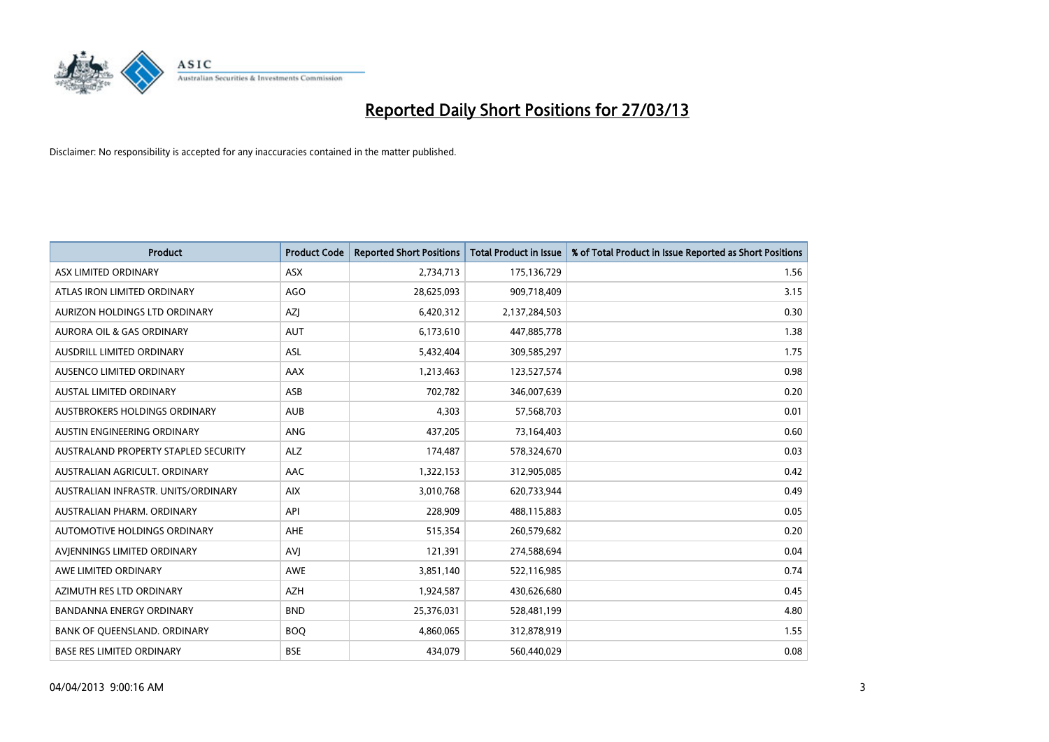# Reported Daily Short Positions for 27/03/13

Disclaimer: No responsibility is accepted for any inaccuracies contained in the matter published.

| Product | Product Code | Reported Short Positions | Total Product in Issue | % of Total Product in Issue Reported as Short Positions |
|---|---|---|---|---|
| ASX LIMITED ORDINARY | ASX | 2,734,713 | 175,136,729 | 1.56 |
| ATLAS IRON LIMITED ORDINARY | AGO | 28,625,093 | 909,718,409 | 3.15 |
| AURIZON HOLDINGS LTD ORDINARY | AZJ | 6,420,312 | 2,137,284,503 | 0.30 |
| AURORA OIL & GAS ORDINARY | AUT | 6,173,610 | 447,885,778 | 1.38 |
| AUSDRILL LIMITED ORDINARY | ASL | 5,432,404 | 309,585,297 | 1.75 |
| AUSENCO LIMITED ORDINARY | AAX | 1,213,463 | 123,527,574 | 0.98 |
| AUSTAL LIMITED ORDINARY | ASB | 702,782 | 346,007,639 | 0.20 |
| AUSTBROKERS HOLDINGS ORDINARY | AUB | 4,303 | 57,568,703 | 0.01 |
| AUSTIN ENGINEERING ORDINARY | ANG | 437,205 | 73,164,403 | 0.60 |
| AUSTRALAND PROPERTY STAPLED SECURITY | ALZ | 174,487 | 578,324,670 | 0.03 |
| AUSTRALIAN AGRICULT. ORDINARY | AAC | 1,322,153 | 312,905,085 | 0.42 |
| AUSTRALIAN INFRASTR. UNITS/ORDINARY | AIX | 3,010,768 | 620,733,944 | 0.49 |
| AUSTRALIAN PHARM. ORDINARY | API | 228,909 | 488,115,883 | 0.05 |
| AUTOMOTIVE HOLDINGS ORDINARY | AHE | 515,354 | 260,579,682 | 0.20 |
| AVJENNINGS LIMITED ORDINARY | AVJ | 121,391 | 274,588,694 | 0.04 |
| AWE LIMITED ORDINARY | AWE | 3,851,140 | 522,116,985 | 0.74 |
| AZIMUTH RES LTD ORDINARY | AZH | 1,924,587 | 430,626,680 | 0.45 |
| BANDANNA ENERGY ORDINARY | BND | 25,376,031 | 528,481,199 | 4.80 |
| BANK OF QUEENSLAND. ORDINARY | BOQ | 4,860,065 | 312,878,919 | 1.55 |
| BASE RES LIMITED ORDINARY | BSE | 434,079 | 560,440,029 | 0.08 |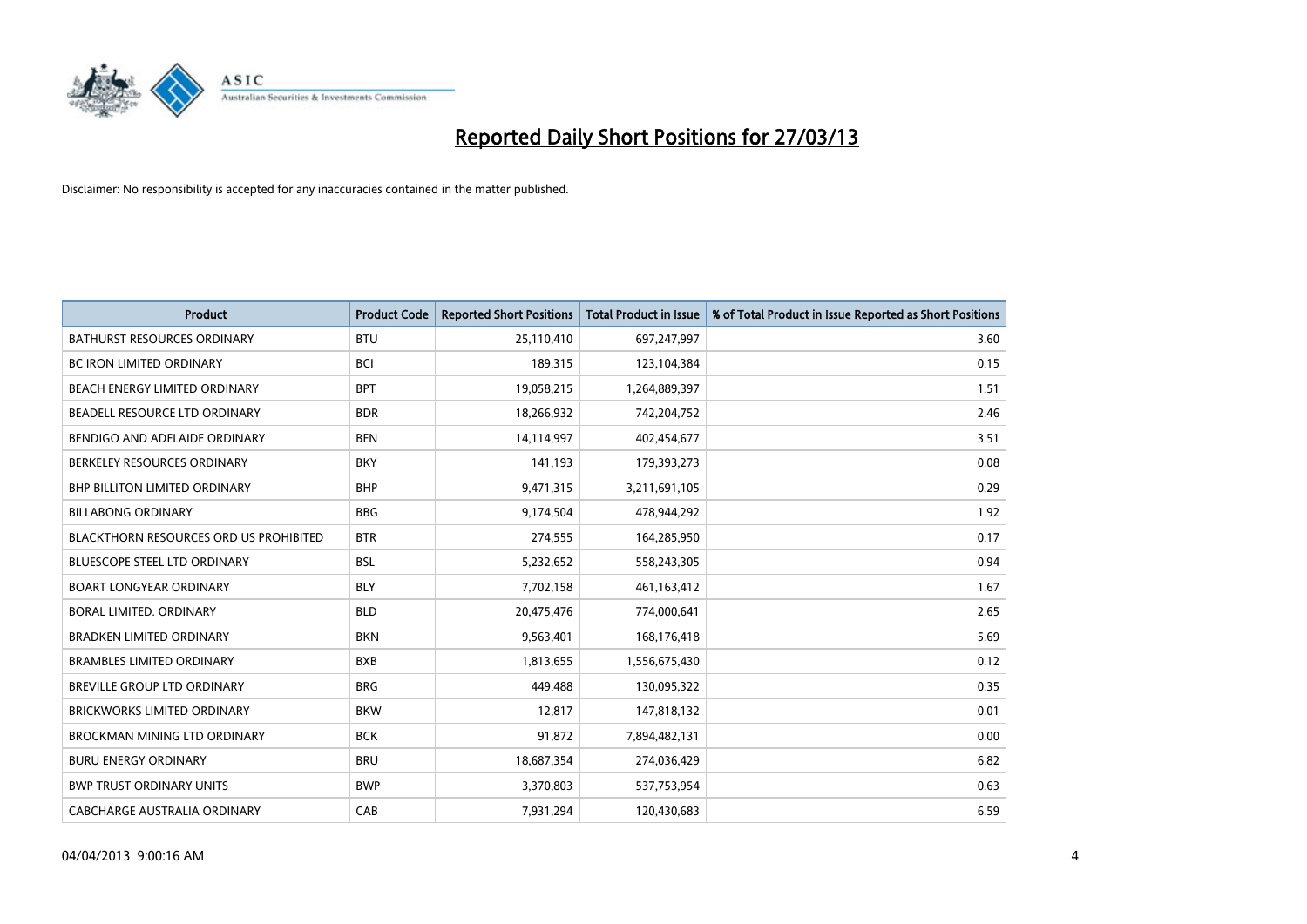# Reported Daily Short Positions for 27/03/13

Disclaimer: No responsibility is accepted for any inaccuracies contained in the matter published.

| Product | Product Code | Reported Short Positions | Total Product in Issue | % of Total Product in Issue Reported as Short Positions |
|---|---|---|---|---|
| BATHURST RESOURCES ORDINARY | BTU | 25,110,410 | 697,247,997 | 3.60 |
| BC IRON LIMITED ORDINARY | BCI | 189,315 | 123,104,384 | 0.15 |
| BEACH ENERGY LIMITED ORDINARY | BPT | 19,058,215 | 1,264,889,397 | 1.51 |
| BEADELL RESOURCE LTD ORDINARY | BDR | 18,266,932 | 742,204,752 | 2.46 |
| BENDIGO AND ADELAIDE ORDINARY | BEN | 14,114,997 | 402,454,677 | 3.51 |
| BERKELEY RESOURCES ORDINARY | BKY | 141,193 | 179,393,273 | 0.08 |
| BHP BILLITON LIMITED ORDINARY | BHP | 9,471,315 | 3,211,691,105 | 0.29 |
| BILLABONG ORDINARY | BBG | 9,174,504 | 478,944,292 | 1.92 |
| BLACKTHORN RESOURCES ORD US PROHIBITED | BTR | 274,555 | 164,285,950 | 0.17 |
| BLUESCOPE STEEL LTD ORDINARY | BSL | 5,232,652 | 558,243,305 | 0.94 |
| BOART LONGYEAR ORDINARY | BLY | 7,702,158 | 461,163,412 | 1.67 |
| BORAL LIMITED. ORDINARY | BLD | 20,475,476 | 774,000,641 | 2.65 |
| BRADKEN LIMITED ORDINARY | BKN | 9,563,401 | 168,176,418 | 5.69 |
| BRAMBLES LIMITED ORDINARY | BXB | 1,813,655 | 1,556,675,430 | 0.12 |
| BREVILLE GROUP LTD ORDINARY | BRG | 449,488 | 130,095,322 | 0.35 |
| BRICKWORKS LIMITED ORDINARY | BKW | 12,817 | 147,818,132 | 0.01 |
| BROCKMAN MINING LTD ORDINARY | BCK | 91,872 | 7,894,482,131 | 0.00 |
| BURU ENERGY ORDINARY | BRU | 18,687,354 | 274,036,429 | 6.82 |
| BWP TRUST ORDINARY UNITS | BWP | 3,370,803 | 537,753,954 | 0.63 |
| CABCHARGE AUSTRALIA ORDINARY | CAB | 7,931,294 | 120,430,683 | 6.59 |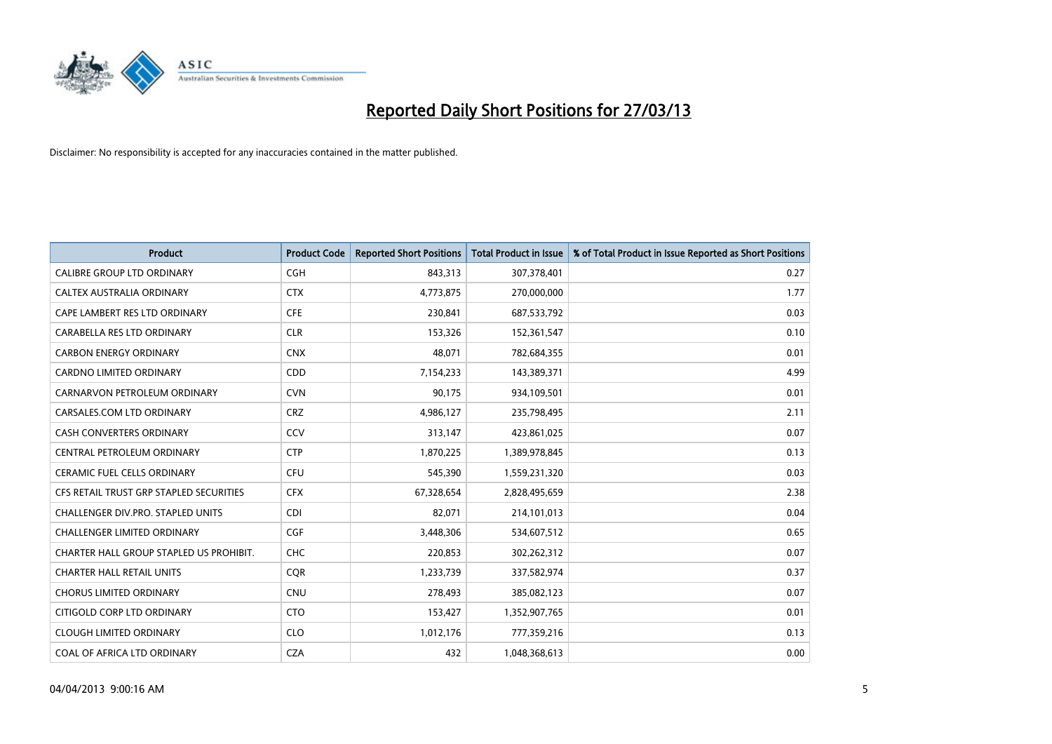# Reported Daily Short Positions for 27/03/13

Disclaimer: No responsibility is accepted for any inaccuracies contained in the matter published.

| Product | Product Code | Reported Short Positions | Total Product in Issue | % of Total Product in Issue Reported as Short Positions |
|---|---|---|---|---|
| CALIBRE GROUP LTD ORDINARY | CGH | 843,313 | 307,378,401 | 0.27 |
| CALTEX AUSTRALIA ORDINARY | CTX | 4,773,875 | 270,000,000 | 1.77 |
| CAPE LAMBERT RES LTD ORDINARY | CFE | 230,841 | 687,533,792 | 0.03 |
| CARABELLA RES LTD ORDINARY | CLR | 153,326 | 152,361,547 | 0.10 |
| CARBON ENERGY ORDINARY | CNX | 48,071 | 782,684,355 | 0.01 |
| CARDNO LIMITED ORDINARY | CDD | 7,154,233 | 143,389,371 | 4.99 |
| CARNARVON PETROLEUM ORDINARY | CVN | 90,175 | 934,109,501 | 0.01 |
| CARSALES.COM LTD ORDINARY | CRZ | 4,986,127 | 235,798,495 | 2.11 |
| CASH CONVERTERS ORDINARY | CCV | 313,147 | 423,861,025 | 0.07 |
| CENTRAL PETROLEUM ORDINARY | CTP | 1,870,225 | 1,389,978,845 | 0.13 |
| CERAMIC FUEL CELLS ORDINARY | CFU | 545,390 | 1,559,231,320 | 0.03 |
| CFS RETAIL TRUST GRP STAPLED SECURITIES | CFX | 67,328,654 | 2,828,495,659 | 2.38 |
| CHALLENGER DIV.PRO. STAPLED UNITS | CDI | 82,071 | 214,101,013 | 0.04 |
| CHALLENGER LIMITED ORDINARY | CGF | 3,448,306 | 534,607,512 | 0.65 |
| CHARTER HALL GROUP STAPLED US PROHIBIT. | CHC | 220,853 | 302,262,312 | 0.07 |
| CHARTER HALL RETAIL UNITS | CQR | 1,233,739 | 337,582,974 | 0.37 |
| CHORUS LIMITED ORDINARY | CNU | 278,493 | 385,082,123 | 0.07 |
| CITIGOLD CORP LTD ORDINARY | CTO | 153,427 | 1,352,907,765 | 0.01 |
| CLOUGH LIMITED ORDINARY | CLO | 1,012,176 | 777,359,216 | 0.13 |
| COAL OF AFRICA LTD ORDINARY | CZA | 432 | 1,048,368,613 | 0.00 |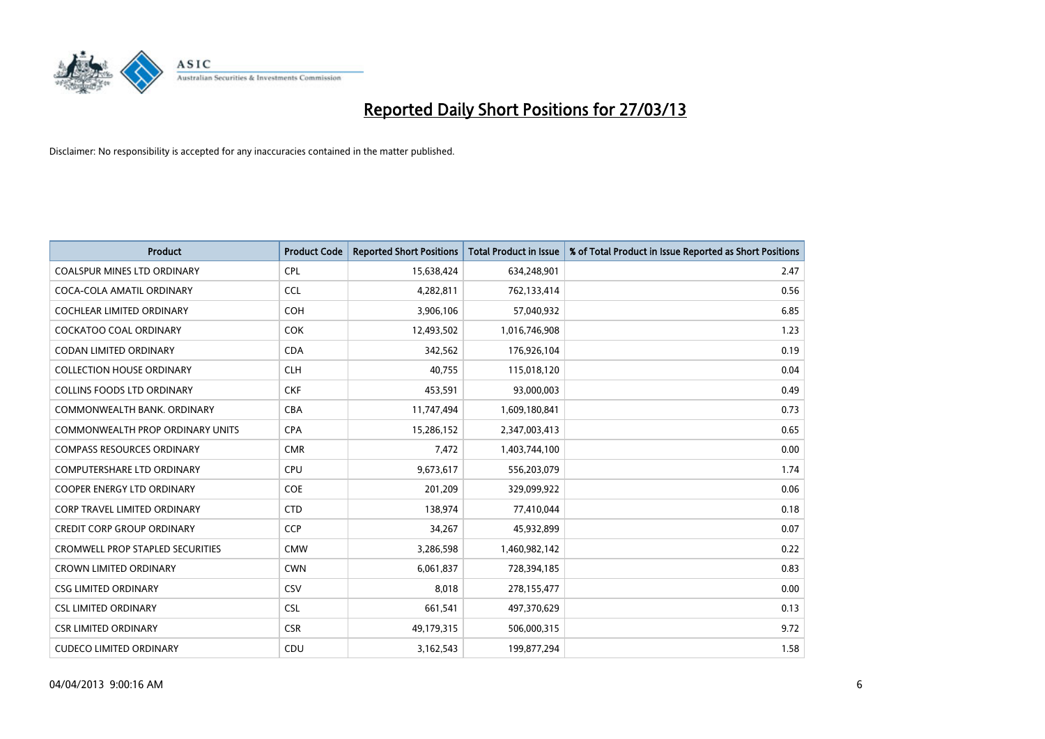# Reported Daily Short Positions for 27/03/13

Disclaimer: No responsibility is accepted for any inaccuracies contained in the matter published.

| Product | Product Code | Reported Short Positions | Total Product in Issue | % of Total Product in Issue Reported as Short Positions |
|---|---|---|---|---|
| COALSPUR MINES LTD ORDINARY | CPL | 15,638,424 | 634,248,901 | 2.47 |
| COCA-COLA AMATIL ORDINARY | CCL | 4,282,811 | 762,133,414 | 0.56 |
| COCHLEAR LIMITED ORDINARY | COH | 3,906,106 | 57,040,932 | 6.85 |
| COCKATOO COAL ORDINARY | COK | 12,493,502 | 1,016,746,908 | 1.23 |
| CODAN LIMITED ORDINARY | CDA | 342,562 | 176,926,104 | 0.19 |
| COLLECTION HOUSE ORDINARY | CLH | 40,755 | 115,018,120 | 0.04 |
| COLLINS FOODS LTD ORDINARY | CKF | 453,591 | 93,000,003 | 0.49 |
| COMMONWEALTH BANK. ORDINARY | CBA | 11,747,494 | 1,609,180,841 | 0.73 |
| COMMONWEALTH PROP ORDINARY UNITS | CPA | 15,286,152 | 2,347,003,413 | 0.65 |
| COMPASS RESOURCES ORDINARY | CMR | 7,472 | 1,403,744,100 | 0.00 |
| COMPUTERSHARE LTD ORDINARY | CPU | 9,673,617 | 556,203,079 | 1.74 |
| COOPER ENERGY LTD ORDINARY | COE | 201,209 | 329,099,922 | 0.06 |
| CORP TRAVEL LIMITED ORDINARY | CTD | 138,974 | 77,410,044 | 0.18 |
| CREDIT CORP GROUP ORDINARY | CCP | 34,267 | 45,932,899 | 0.07 |
| CROMWELL PROP STAPLED SECURITIES | CMW | 3,286,598 | 1,460,982,142 | 0.22 |
| CROWN LIMITED ORDINARY | CWN | 6,061,837 | 728,394,185 | 0.83 |
| CSG LIMITED ORDINARY | CSV | 8,018 | 278,155,477 | 0.00 |
| CSL LIMITED ORDINARY | CSL | 661,541 | 497,370,629 | 0.13 |
| CSR LIMITED ORDINARY | CSR | 49,179,315 | 506,000,315 | 9.72 |
| CUDECO LIMITED ORDINARY | CDU | 3,162,543 | 199,877,294 | 1.58 |

04/04/2013 9:00:16 AM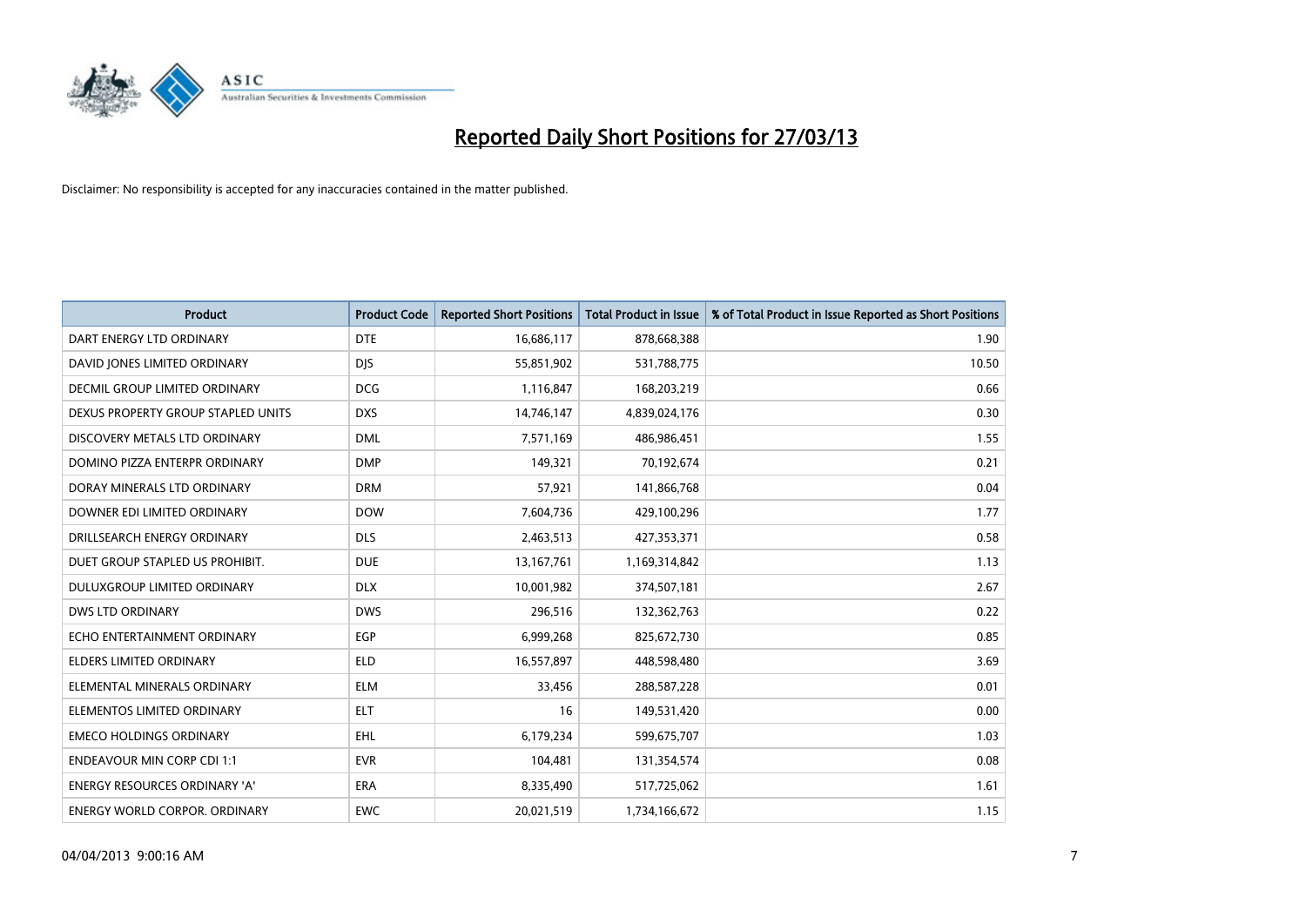# Reported Daily Short Positions for 27/03/13

Disclaimer: No responsibility is accepted for any inaccuracies contained in the matter published.

| Product | Product Code | Reported Short Positions | Total Product in Issue | % of Total Product in Issue Reported as Short Positions |
|---|---|---|---|---|
| DART ENERGY LTD ORDINARY | DTE | 16,686,117 | 878,668,388 | 1.90 |
| DAVID JONES LIMITED ORDINARY | DJS | 55,851,902 | 531,788,775 | 10.50 |
| DECMIL GROUP LIMITED ORDINARY | DCG | 1,116,847 | 168,203,219 | 0.66 |
| DEXUS PROPERTY GROUP STAPLED UNITS | DXS | 14,746,147 | 4,839,024,176 | 0.30 |
| DISCOVERY METALS LTD ORDINARY | DML | 7,571,169 | 486,986,451 | 1.55 |
| DOMINO PIZZA ENTERPR ORDINARY | DMP | 149,321 | 70,192,674 | 0.21 |
| DORAY MINERALS LTD ORDINARY | DRM | 57,921 | 141,866,768 | 0.04 |
| DOWNER EDI LIMITED ORDINARY | DOW | 7,604,736 | 429,100,296 | 1.77 |
| DRILLSEARCH ENERGY ORDINARY | DLS | 2,463,513 | 427,353,371 | 0.58 |
| DUET GROUP STAPLED US PROHIBIT. | DUE | 13,167,761 | 1,169,314,842 | 1.13 |
| DULUXGROUP LIMITED ORDINARY | DLX | 10,001,982 | 374,507,181 | 2.67 |
| DWS LTD ORDINARY | DWS | 296,516 | 132,362,763 | 0.22 |
| ECHO ENTERTAINMENT ORDINARY | EGP | 6,999,268 | 825,672,730 | 0.85 |
| ELDERS LIMITED ORDINARY | ELD | 16,557,897 | 448,598,480 | 3.69 |
| ELEMENTAL MINERALS ORDINARY | ELM | 33,456 | 288,587,228 | 0.01 |
| ELEMENTOS LIMITED ORDINARY | ELT | 16 | 149,531,420 | 0.00 |
| EMECO HOLDINGS ORDINARY | EHL | 6,179,234 | 599,675,707 | 1.03 |
| ENDEAVOUR MIN CORP CDI 1:1 | EVR | 104,481 | 131,354,574 | 0.08 |
| ENERGY RESOURCES ORDINARY 'A' | ERA | 8,335,490 | 517,725,062 | 1.61 |
| ENERGY WORLD CORPOR. ORDINARY | EWC | 20,021,519 | 1,734,166,672 | 1.15 |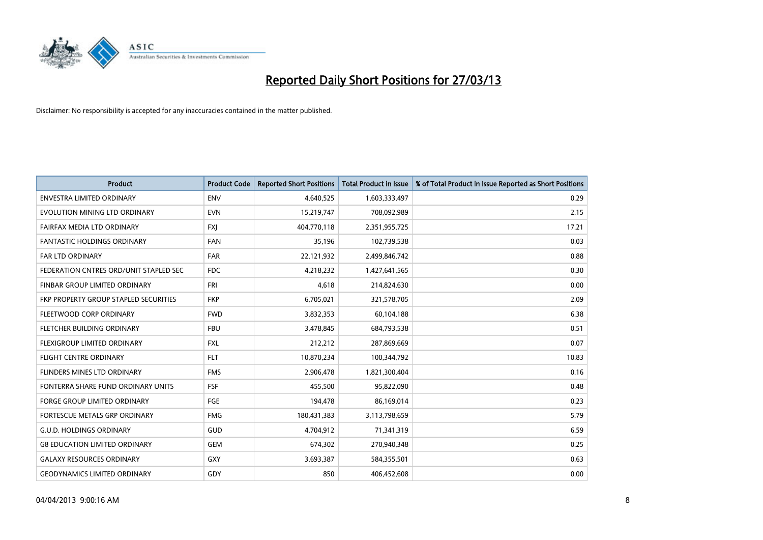# Reported Daily Short Positions for 27/03/13

Disclaimer: No responsibility is accepted for any inaccuracies contained in the matter published.

| Product | Product Code | Reported Short Positions | Total Product in Issue | % of Total Product in Issue Reported as Short Positions |
|---|---|---|---|---|
| ENVESTRA LIMITED ORDINARY | ENV | 4,640,525 | 1,603,333,497 | 0.29 |
| EVOLUTION MINING LTD ORDINARY | EVN | 15,219,747 | 708,092,989 | 2.15 |
| FAIRFAX MEDIA LTD ORDINARY | FXJ | 404,770,118 | 2,351,955,725 | 17.21 |
| FANTASTIC HOLDINGS ORDINARY | FAN | 35,196 | 102,739,538 | 0.03 |
| FAR LTD ORDINARY | FAR | 22,121,932 | 2,499,846,742 | 0.88 |
| FEDERATION CNTRES ORD/UNIT STAPLED SEC | FDC | 4,218,232 | 1,427,641,565 | 0.30 |
| FINBAR GROUP LIMITED ORDINARY | FRI | 4,618 | 214,824,630 | 0.00 |
| FKP PROPERTY GROUP STAPLED SECURITIES | FKP | 6,705,021 | 321,578,705 | 2.09 |
| FLEETWOOD CORP ORDINARY | FWD | 3,832,353 | 60,104,188 | 6.38 |
| FLETCHER BUILDING ORDINARY | FBU | 3,478,845 | 684,793,538 | 0.51 |
| FLEXIGROUP LIMITED ORDINARY | FXL | 212,212 | 287,869,669 | 0.07 |
| FLIGHT CENTRE ORDINARY | FLT | 10,870,234 | 100,344,792 | 10.83 |
| FLINDERS MINES LTD ORDINARY | FMS | 2,906,478 | 1,821,300,404 | 0.16 |
| FONTERRA SHARE FUND ORDINARY UNITS | FSF | 455,500 | 95,822,090 | 0.48 |
| FORGE GROUP LIMITED ORDINARY | FGE | 194,478 | 86,169,014 | 0.23 |
| FORTESCUE METALS GRP ORDINARY | FMG | 180,431,383 | 3,113,798,659 | 5.79 |
| G.U.D. HOLDINGS ORDINARY | GUD | 4,704,912 | 71,341,319 | 6.59 |
| G8 EDUCATION LIMITED ORDINARY | GEM | 674,302 | 270,940,348 | 0.25 |
| GALAXY RESOURCES ORDINARY | GXY | 3,693,387 | 584,355,501 | 0.63 |
| GEODYNAMICS LIMITED ORDINARY | GDY | 850 | 406,452,608 | 0.00 |

04/04/2013 9:00:16 AM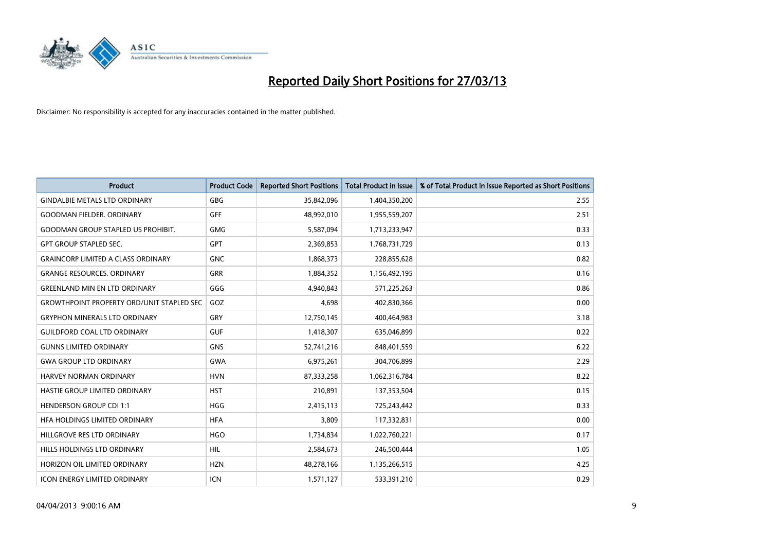# Reported Daily Short Positions for 27/03/13

Disclaimer: No responsibility is accepted for any inaccuracies contained in the matter published.

| Product | Product Code | Reported Short Positions | Total Product in Issue | % of Total Product in Issue Reported as Short Positions |
|---|---|---|---|---|
| GINDALBIE METALS LTD ORDINARY | GBG | 35,842,096 | 1,404,350,200 | 2.55 |
| GOODMAN FIELDER. ORDINARY | GFF | 48,992,010 | 1,955,559,207 | 2.51 |
| GOODMAN GROUP STAPLED US PROHIBIT. | GMG | 5,587,094 | 1,713,233,947 | 0.33 |
| GPT GROUP STAPLED SEC. | GPT | 2,369,853 | 1,768,731,729 | 0.13 |
| GRAINCORP LIMITED A CLASS ORDINARY | GNC | 1,868,373 | 228,855,628 | 0.82 |
| GRANGE RESOURCES. ORDINARY | GRR | 1,884,352 | 1,156,492,195 | 0.16 |
| GREENLAND MIN EN LTD ORDINARY | GGG | 4,940,843 | 571,225,263 | 0.86 |
| GROWTHPOINT PROPERTY ORD/UNIT STAPLED SEC | GOZ | 4,698 | 402,830,366 | 0.00 |
| GRYPHON MINERALS LTD ORDINARY | GRY | 12,750,145 | 400,464,983 | 3.18 |
| GUILDFORD COAL LTD ORDINARY | GUF | 1,418,307 | 635,046,899 | 0.22 |
| GUNNS LIMITED ORDINARY | GNS | 52,741,216 | 848,401,559 | 6.22 |
| GWA GROUP LTD ORDINARY | GWA | 6,975,261 | 304,706,899 | 2.29 |
| HARVEY NORMAN ORDINARY | HVN | 87,333,258 | 1,062,316,784 | 8.22 |
| HASTIE GROUP LIMITED ORDINARY | HST | 210,891 | 137,353,504 | 0.15 |
| HENDERSON GROUP CDI 1:1 | HGG | 2,415,113 | 725,243,442 | 0.33 |
| HFA HOLDINGS LIMITED ORDINARY | HFA | 3,809 | 117,332,831 | 0.00 |
| HILLGROVE RES LTD ORDINARY | HGO | 1,734,834 | 1,022,760,221 | 0.17 |
| HILLS HOLDINGS LTD ORDINARY | HIL | 2,584,673 | 246,500,444 | 1.05 |
| HORIZON OIL LIMITED ORDINARY | HZN | 48,278,166 | 1,135,266,515 | 4.25 |
| ICON ENERGY LIMITED ORDINARY | ICN | 1,571,127 | 533,391,210 | 0.29 |

04/04/2013 9:00:16 AM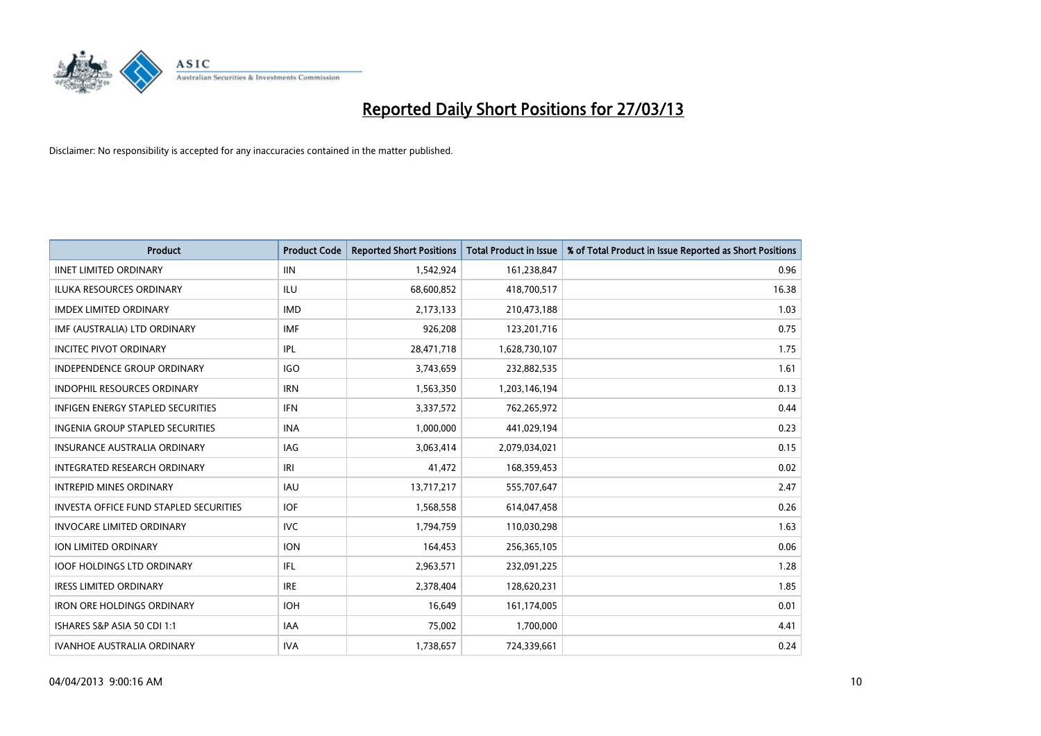# Reported Daily Short Positions for 27/03/13

Disclaimer: No responsibility is accepted for any inaccuracies contained in the matter published.

| Product | Product Code | Reported Short Positions | Total Product in Issue | % of Total Product in Issue Reported as Short Positions |
|---|---|---|---|---|
| IINET LIMITED ORDINARY | IIN | 1,542,924 | 161,238,847 | 0.96 |
| ILUKA RESOURCES ORDINARY | ILU | 68,600,852 | 418,700,517 | 16.38 |
| IMDEX LIMITED ORDINARY | IMD | 2,173,133 | 210,473,188 | 1.03 |
| IMF (AUSTRALIA) LTD ORDINARY | IMF | 926,208 | 123,201,716 | 0.75 |
| INCITEC PIVOT ORDINARY | IPL | 28,471,718 | 1,628,730,107 | 1.75 |
| INDEPENDENCE GROUP ORDINARY | IGO | 3,743,659 | 232,882,535 | 1.61 |
| INDOPHIL RESOURCES ORDINARY | IRN | 1,563,350 | 1,203,146,194 | 0.13 |
| INFIGEN ENERGY STAPLED SECURITIES | IFN | 3,337,572 | 762,265,972 | 0.44 |
| INGENIA GROUP STAPLED SECURITIES | INA | 1,000,000 | 441,029,194 | 0.23 |
| INSURANCE AUSTRALIA ORDINARY | IAG | 3,063,414 | 2,079,034,021 | 0.15 |
| INTEGRATED RESEARCH ORDINARY | IRI | 41,472 | 168,359,453 | 0.02 |
| INTREPID MINES ORDINARY | IAU | 13,717,217 | 555,707,647 | 2.47 |
| INVESTA OFFICE FUND STAPLED SECURITIES | IOF | 1,568,558 | 614,047,458 | 0.26 |
| INVOCARE LIMITED ORDINARY | IVC | 1,794,759 | 110,030,298 | 1.63 |
| ION LIMITED ORDINARY | ION | 164,453 | 256,365,105 | 0.06 |
| IOOF HOLDINGS LTD ORDINARY | IFL | 2,963,571 | 232,091,225 | 1.28 |
| IRESS LIMITED ORDINARY | IRE | 2,378,404 | 128,620,231 | 1.85 |
| IRON ORE HOLDINGS ORDINARY | IOH | 16,649 | 161,174,005 | 0.01 |
| ISHARES S&P ASIA 50 CDI 1:1 | IAA | 75,002 | 1,700,000 | 4.41 |
| IVANHOE AUSTRALIA ORDINARY | IVA | 1,738,657 | 724,339,661 | 0.24 |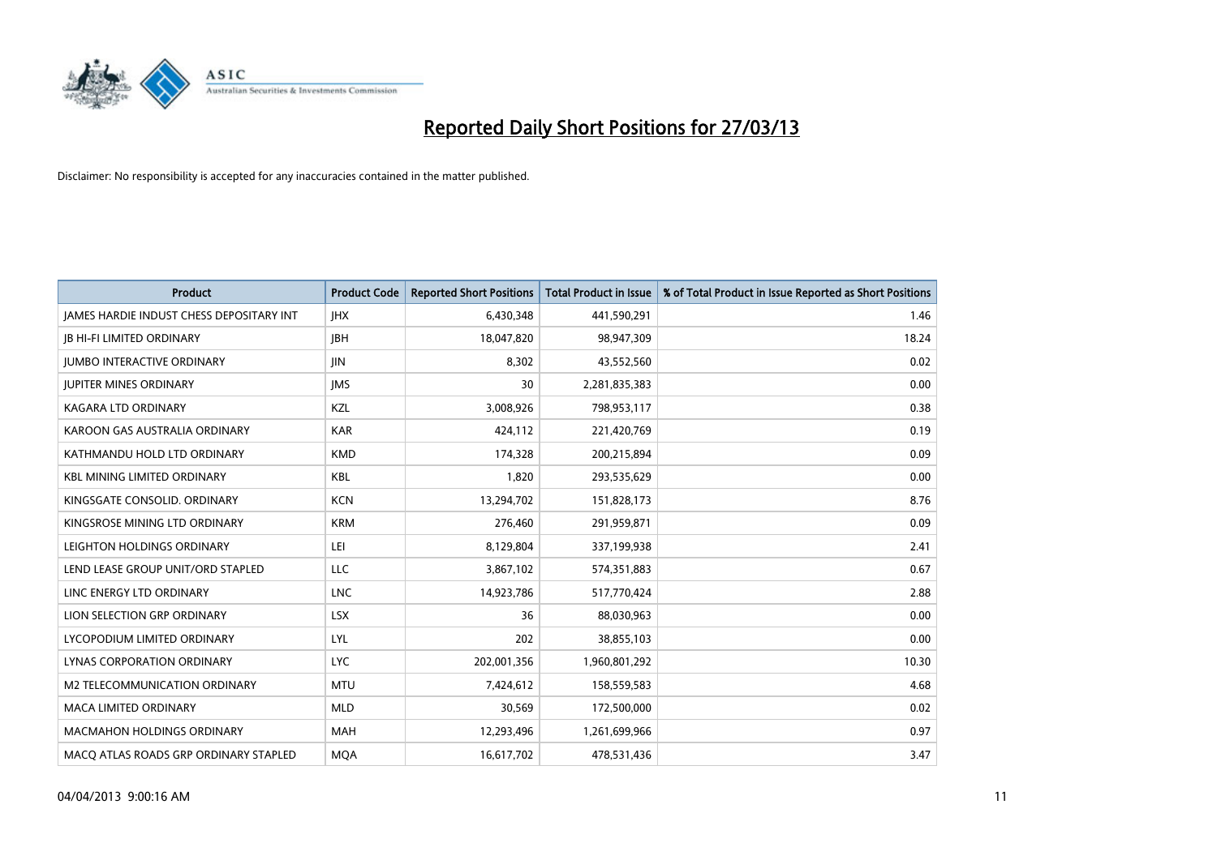# Reported Daily Short Positions for 27/03/13

Disclaimer: No responsibility is accepted for any inaccuracies contained in the matter published.

| Product | Product Code | Reported Short Positions | Total Product in Issue | % of Total Product in Issue Reported as Short Positions |
|---|---|---|---|---|
| JAMES HARDIE INDUST CHESS DEPOSITARY INT | JHX | 6,430,348 | 441,590,291 | 1.46 |
| JB HI-FI LIMITED ORDINARY | JBH | 18,047,820 | 98,947,309 | 18.24 |
| JUMBO INTERACTIVE ORDINARY | JIN | 8,302 | 43,552,560 | 0.02 |
| JUPITER MINES ORDINARY | JMS | 30 | 2,281,835,383 | 0.00 |
| KAGARA LTD ORDINARY | KZL | 3,008,926 | 798,953,117 | 0.38 |
| KAROON GAS AUSTRALIA ORDINARY | KAR | 424,112 | 221,420,769 | 0.19 |
| KATHMANDU HOLD LTD ORDINARY | KMD | 174,328 | 200,215,894 | 0.09 |
| KBL MINING LIMITED ORDINARY | KBL | 1,820 | 293,535,629 | 0.00 |
| KINGSGATE CONSOLID. ORDINARY | KCN | 13,294,702 | 151,828,173 | 8.76 |
| KINGSROSE MINING LTD ORDINARY | KRM | 276,460 | 291,959,871 | 0.09 |
| LEIGHTON HOLDINGS ORDINARY | LEI | 8,129,804 | 337,199,938 | 2.41 |
| LEND LEASE GROUP UNIT/ORD STAPLED | LLC | 3,867,102 | 574,351,883 | 0.67 |
| LINC ENERGY LTD ORDINARY | LNC | 14,923,786 | 517,770,424 | 2.88 |
| LION SELECTION GRP ORDINARY | LSX | 36 | 88,030,963 | 0.00 |
| LYCOPODIUM LIMITED ORDINARY | LYL | 202 | 38,855,103 | 0.00 |
| LYNAS CORPORATION ORDINARY | LYC | 202,001,356 | 1,960,801,292 | 10.30 |
| M2 TELECOMMUNICATION ORDINARY | MTU | 7,424,612 | 158,559,583 | 4.68 |
| MACA LIMITED ORDINARY | MLD | 30,569 | 172,500,000 | 0.02 |
| MACMAHON HOLDINGS ORDINARY | MAH | 12,293,496 | 1,261,699,966 | 0.97 |
| MACQ ATLAS ROADS GRP ORDINARY STAPLED | MQA | 16,617,702 | 478,531,436 | 3.47 |

04/04/2013 9:00:16 AM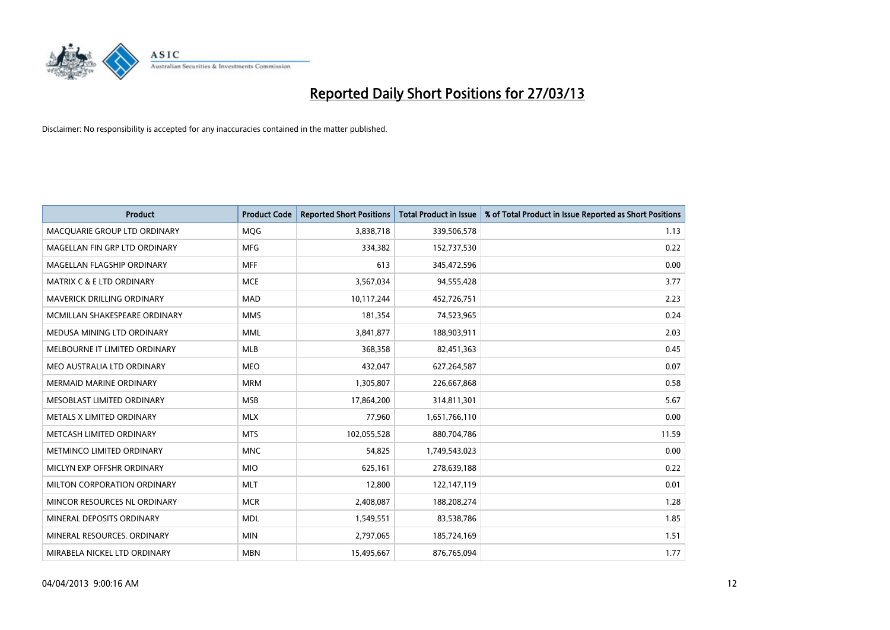# Reported Daily Short Positions for 27/03/13

Disclaimer: No responsibility is accepted for any inaccuracies contained in the matter published.

| Product | Product Code | Reported Short Positions | Total Product in Issue | % of Total Product in Issue Reported as Short Positions |
|---|---|---|---|---|
| MACQUARIE GROUP LTD ORDINARY | MQG | 3,838,718 | 339,506,578 | 1.13 |
| MAGELLAN FIN GRP LTD ORDINARY | MFG | 334,382 | 152,737,530 | 0.22 |
| MAGELLAN FLAGSHIP ORDINARY | MFF | 613 | 345,472,596 | 0.00 |
| MATRIX C & E LTD ORDINARY | MCE | 3,567,034 | 94,555,428 | 3.77 |
| MAVERICK DRILLING ORDINARY | MAD | 10,117,244 | 452,726,751 | 2.23 |
| MCMILLAN SHAKESPEARE ORDINARY | MMS | 181,354 | 74,523,965 | 0.24 |
| MEDUSA MINING LTD ORDINARY | MML | 3,841,877 | 188,903,911 | 2.03 |
| MELBOURNE IT LIMITED ORDINARY | MLB | 368,358 | 82,451,363 | 0.45 |
| MEO AUSTRALIA LTD ORDINARY | MEO | 432,047 | 627,264,587 | 0.07 |
| MERMAID MARINE ORDINARY | MRM | 1,305,807 | 226,667,868 | 0.58 |
| MESOBLAST LIMITED ORDINARY | MSB | 17,864,200 | 314,811,301 | 5.67 |
| METALS X LIMITED ORDINARY | MLX | 77,960 | 1,651,766,110 | 0.00 |
| METCASH LIMITED ORDINARY | MTS | 102,055,528 | 880,704,786 | 11.59 |
| METMINCO LIMITED ORDINARY | MNC | 54,825 | 1,749,543,023 | 0.00 |
| MICLYN EXP OFFSHR ORDINARY | MIO | 625,161 | 278,639,188 | 0.22 |
| MILTON CORPORATION ORDINARY | MLT | 12,800 | 122,147,119 | 0.01 |
| MINCOR RESOURCES NL ORDINARY | MCR | 2,408,087 | 188,208,274 | 1.28 |
| MINERAL DEPOSITS ORDINARY | MDL | 1,549,551 | 83,538,786 | 1.85 |
| MINERAL RESOURCES. ORDINARY | MIN | 2,797,065 | 185,724,169 | 1.51 |
| MIRABELA NICKEL LTD ORDINARY | MBN | 15,495,667 | 876,765,094 | 1.77 |

04/04/2013 9:00:16 AM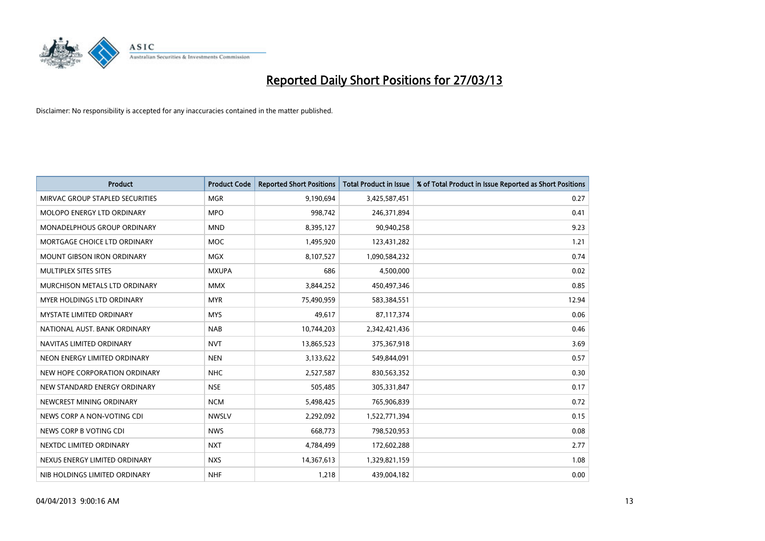# Reported Daily Short Positions for 27/03/13

Disclaimer: No responsibility is accepted for any inaccuracies contained in the matter published.

| Product | Product Code | Reported Short Positions | Total Product in Issue | % of Total Product in Issue Reported as Short Positions |
|---|---|---|---|---|
| MIRVAC GROUP STAPLED SECURITIES | MGR | 9,190,694 | 3,425,587,451 | 0.27 |
| MOLOPO ENERGY LTD ORDINARY | MPO | 998,742 | 246,371,894 | 0.41 |
| MONADELPHOUS GROUP ORDINARY | MND | 8,395,127 | 90,940,258 | 9.23 |
| MORTGAGE CHOICE LTD ORDINARY | MOC | 1,495,920 | 123,431,282 | 1.21 |
| MOUNT GIBSON IRON ORDINARY | MGX | 8,107,527 | 1,090,584,232 | 0.74 |
| MULTIPLEX SITES SITES | MXUPA | 686 | 4,500,000 | 0.02 |
| MURCHISON METALS LTD ORDINARY | MMX | 3,844,252 | 450,497,346 | 0.85 |
| MYER HOLDINGS LTD ORDINARY | MYR | 75,490,959 | 583,384,551 | 12.94 |
| MYSTATE LIMITED ORDINARY | MYS | 49,617 | 87,117,374 | 0.06 |
| NATIONAL AUST. BANK ORDINARY | NAB | 10,744,203 | 2,342,421,436 | 0.46 |
| NAVITAS LIMITED ORDINARY | NVT | 13,865,523 | 375,367,918 | 3.69 |
| NEON ENERGY LIMITED ORDINARY | NEN | 3,133,622 | 549,844,091 | 0.57 |
| NEW HOPE CORPORATION ORDINARY | NHC | 2,527,587 | 830,563,352 | 0.30 |
| NEW STANDARD ENERGY ORDINARY | NSE | 505,485 | 305,331,847 | 0.17 |
| NEWCREST MINING ORDINARY | NCM | 5,498,425 | 765,906,839 | 0.72 |
| NEWS CORP A NON-VOTING CDI | NWSLV | 2,292,092 | 1,522,771,394 | 0.15 |
| NEWS CORP B VOTING CDI | NWS | 668,773 | 798,520,953 | 0.08 |
| NEXTDC LIMITED ORDINARY | NXT | 4,784,499 | 172,602,288 | 2.77 |
| NEXUS ENERGY LIMITED ORDINARY | NXS | 14,367,613 | 1,329,821,159 | 1.08 |
| NIB HOLDINGS LIMITED ORDINARY | NHF | 1,218 | 439,004,182 | 0.00 |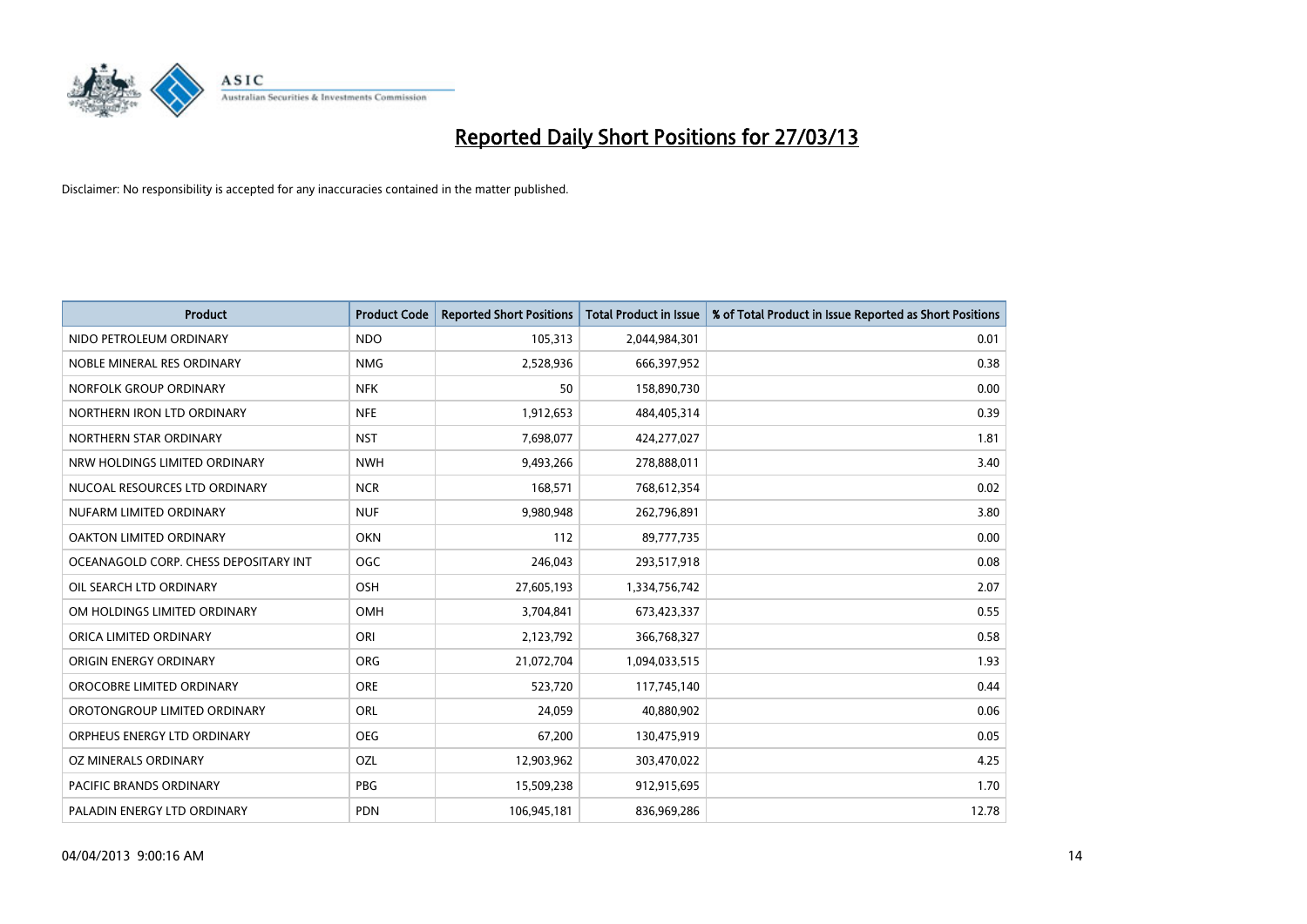# Reported Daily Short Positions for 27/03/13

Disclaimer: No responsibility is accepted for any inaccuracies contained in the matter published.

| Product | Product Code | Reported Short Positions | Total Product in Issue | % of Total Product in Issue Reported as Short Positions |
|---|---|---|---|---|
| NIDO PETROLEUM ORDINARY | NDO | 105,313 | 2,044,984,301 | 0.01 |
| NOBLE MINERAL RES ORDINARY | NMG | 2,528,936 | 666,397,952 | 0.38 |
| NORFOLK GROUP ORDINARY | NFK | 50 | 158,890,730 | 0.00 |
| NORTHERN IRON LTD ORDINARY | NFE | 1,912,653 | 484,405,314 | 0.39 |
| NORTHERN STAR ORDINARY | NST | 7,698,077 | 424,277,027 | 1.81 |
| NRW HOLDINGS LIMITED ORDINARY | NWH | 9,493,266 | 278,888,011 | 3.40 |
| NUCOAL RESOURCES LTD ORDINARY | NCR | 168,571 | 768,612,354 | 0.02 |
| NUFARM LIMITED ORDINARY | NUF | 9,980,948 | 262,796,891 | 3.80 |
| OAKTON LIMITED ORDINARY | OKN | 112 | 89,777,735 | 0.00 |
| OCEANAGOLD CORP. CHESS DEPOSITARY INT | OGC | 246,043 | 293,517,918 | 0.08 |
| OIL SEARCH LTD ORDINARY | OSH | 27,605,193 | 1,334,756,742 | 2.07 |
| OM HOLDINGS LIMITED ORDINARY | OMH | 3,704,841 | 673,423,337 | 0.55 |
| ORICA LIMITED ORDINARY | ORI | 2,123,792 | 366,768,327 | 0.58 |
| ORIGIN ENERGY ORDINARY | ORG | 21,072,704 | 1,094,033,515 | 1.93 |
| OROCOBRE LIMITED ORDINARY | ORE | 523,720 | 117,745,140 | 0.44 |
| OROTONGROUP LIMITED ORDINARY | ORL | 24,059 | 40,880,902 | 0.06 |
| ORPHEUS ENERGY LTD ORDINARY | OEG | 67,200 | 130,475,919 | 0.05 |
| OZ MINERALS ORDINARY | OZL | 12,903,962 | 303,470,022 | 4.25 |
| PACIFIC BRANDS ORDINARY | PBG | 15,509,238 | 912,915,695 | 1.70 |
| PALADIN ENERGY LTD ORDINARY | PDN | 106,945,181 | 836,969,286 | 12.78 |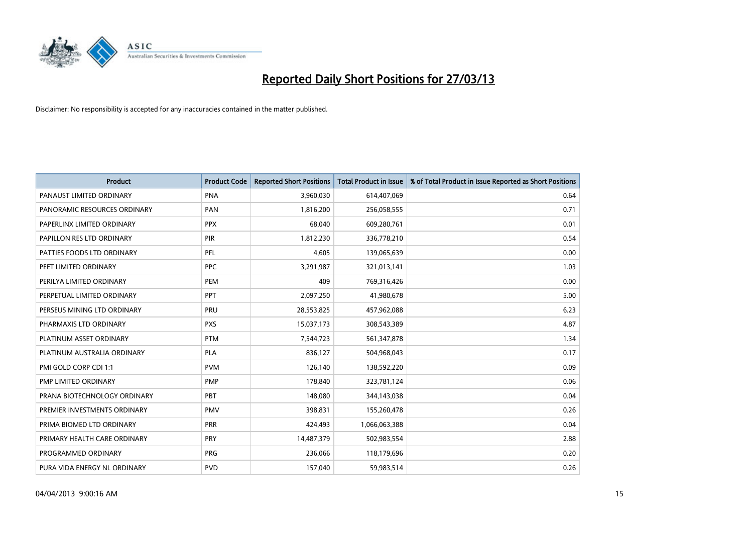# Reported Daily Short Positions for 27/03/13

Disclaimer: No responsibility is accepted for any inaccuracies contained in the matter published.

| Product | Product Code | Reported Short Positions | Total Product in Issue | % of Total Product in Issue Reported as Short Positions |
|---|---|---|---|---|
| PANAUST LIMITED ORDINARY | PNA | 3,960,030 | 614,407,069 | 0.64 |
| PANORAMIC RESOURCES ORDINARY | PAN | 1,816,200 | 256,058,555 | 0.71 |
| PAPERLINX LIMITED ORDINARY | PPX | 68,040 | 609,280,761 | 0.01 |
| PAPILLON RES LTD ORDINARY | PIR | 1,812,230 | 336,778,210 | 0.54 |
| PATTIES FOODS LTD ORDINARY | PFL | 4,605 | 139,065,639 | 0.00 |
| PEET LIMITED ORDINARY | PPC | 3,291,987 | 321,013,141 | 1.03 |
| PERILYA LIMITED ORDINARY | PEM | 409 | 769,316,426 | 0.00 |
| PERPETUAL LIMITED ORDINARY | PPT | 2,097,250 | 41,980,678 | 5.00 |
| PERSEUS MINING LTD ORDINARY | PRU | 28,553,825 | 457,962,088 | 6.23 |
| PHARMAXIS LTD ORDINARY | PXS | 15,037,173 | 308,543,389 | 4.87 |
| PLATINUM ASSET ORDINARY | PTM | 7,544,723 | 561,347,878 | 1.34 |
| PLATINUM AUSTRALIA ORDINARY | PLA | 836,127 | 504,968,043 | 0.17 |
| PMI GOLD CORP CDI 1:1 | PVM | 126,140 | 138,592,220 | 0.09 |
| PMP LIMITED ORDINARY | PMP | 178,840 | 323,781,124 | 0.06 |
| PRANA BIOTECHNOLOGY ORDINARY | PBT | 148,080 | 344,143,038 | 0.04 |
| PREMIER INVESTMENTS ORDINARY | PMV | 398,831 | 155,260,478 | 0.26 |
| PRIMA BIOMED LTD ORDINARY | PRR | 424,493 | 1,066,063,388 | 0.04 |
| PRIMARY HEALTH CARE ORDINARY | PRY | 14,487,379 | 502,983,554 | 2.88 |
| PROGRAMMED ORDINARY | PRG | 236,066 | 118,179,696 | 0.20 |
| PURA VIDA ENERGY NL ORDINARY | PVD | 157,040 | 59,983,514 | 0.26 |

04/04/2013 9:00:16 AM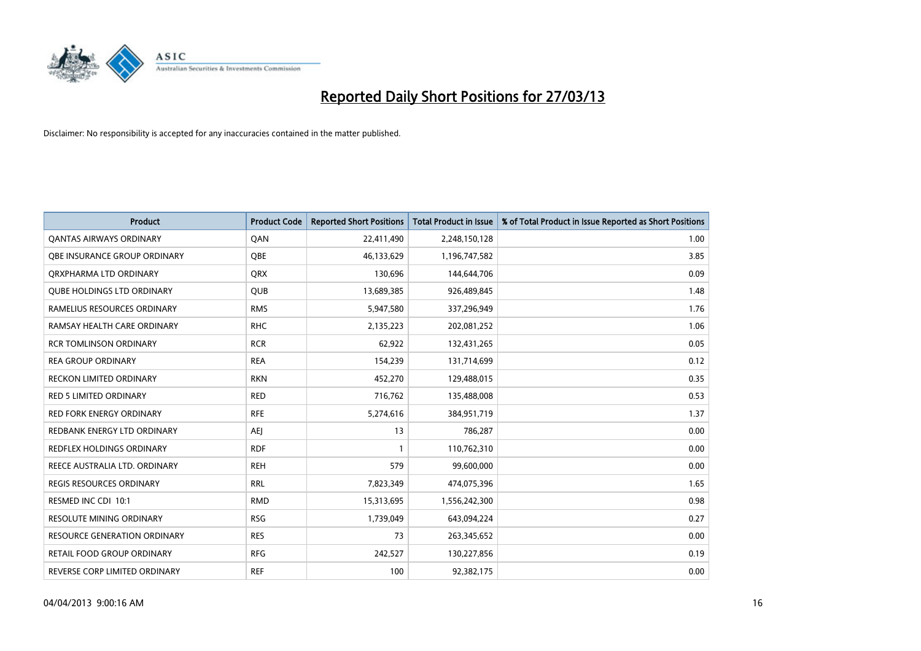# Reported Daily Short Positions for 27/03/13

Disclaimer: No responsibility is accepted for any inaccuracies contained in the matter published.

| Product | Product Code | Reported Short Positions | Total Product in Issue | % of Total Product in Issue Reported as Short Positions |
|---|---|---|---|---|
| QANTAS AIRWAYS ORDINARY | QAN | 22,411,490 | 2,248,150,128 | 1.00 |
| QBE INSURANCE GROUP ORDINARY | QBE | 46,133,629 | 1,196,747,582 | 3.85 |
| QRXPHARMA LTD ORDINARY | QRX | 130,696 | 144,644,706 | 0.09 |
| QUBE HOLDINGS LTD ORDINARY | QUB | 13,689,385 | 926,489,845 | 1.48 |
| RAMELIUS RESOURCES ORDINARY | RMS | 5,947,580 | 337,296,949 | 1.76 |
| RAMSAY HEALTH CARE ORDINARY | RHC | 2,135,223 | 202,081,252 | 1.06 |
| RCR TOMLINSON ORDINARY | RCR | 62,922 | 132,431,265 | 0.05 |
| REA GROUP ORDINARY | REA | 154,239 | 131,714,699 | 0.12 |
| RECKON LIMITED ORDINARY | RKN | 452,270 | 129,488,015 | 0.35 |
| RED 5 LIMITED ORDINARY | RED | 716,762 | 135,488,008 | 0.53 |
| RED FORK ENERGY ORDINARY | RFE | 5,274,616 | 384,951,719 | 1.37 |
| REDBANK ENERGY LTD ORDINARY | AEJ | 13 | 786,287 | 0.00 |
| REDFLEX HOLDINGS ORDINARY | RDF | 1 | 110,762,310 | 0.00 |
| REECE AUSTRALIA LTD. ORDINARY | REH | 579 | 99,600,000 | 0.00 |
| REGIS RESOURCES ORDINARY | RRL | 7,823,349 | 474,075,396 | 1.65 |
| RESMED INC CDI 10:1 | RMD | 15,313,695 | 1,556,242,300 | 0.98 |
| RESOLUTE MINING ORDINARY | RSG | 1,739,049 | 643,094,224 | 0.27 |
| RESOURCE GENERATION ORDINARY | RES | 73 | 263,345,652 | 0.00 |
| RETAIL FOOD GROUP ORDINARY | RFG | 242,527 | 130,227,856 | 0.19 |
| REVERSE CORP LIMITED ORDINARY | REF | 100 | 92,382,175 | 0.00 |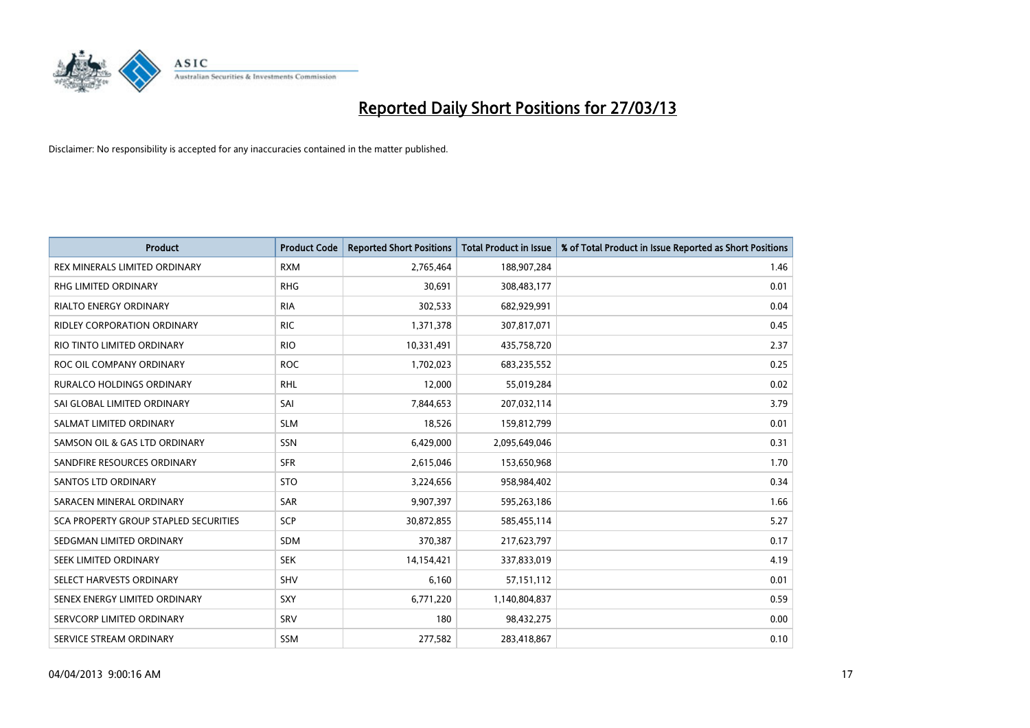# Reported Daily Short Positions for 27/03/13

Disclaimer: No responsibility is accepted for any inaccuracies contained in the matter published.

| Product | Product Code | Reported Short Positions | Total Product in Issue | % of Total Product in Issue Reported as Short Positions |
|---|---|---|---|---|
| REX MINERALS LIMITED ORDINARY | RXM | 2,765,464 | 188,907,284 | 1.46 |
| RHG LIMITED ORDINARY | RHG | 30,691 | 308,483,177 | 0.01 |
| RIALTO ENERGY ORDINARY | RIA | 302,533 | 682,929,991 | 0.04 |
| RIDLEY CORPORATION ORDINARY | RIC | 1,371,378 | 307,817,071 | 0.45 |
| RIO TINTO LIMITED ORDINARY | RIO | 10,331,491 | 435,758,720 | 2.37 |
| ROC OIL COMPANY ORDINARY | ROC | 1,702,023 | 683,235,552 | 0.25 |
| RURALCO HOLDINGS ORDINARY | RHL | 12,000 | 55,019,284 | 0.02 |
| SAI GLOBAL LIMITED ORDINARY | SAI | 7,844,653 | 207,032,114 | 3.79 |
| SALMAT LIMITED ORDINARY | SLM | 18,526 | 159,812,799 | 0.01 |
| SAMSON OIL & GAS LTD ORDINARY | SSN | 6,429,000 | 2,095,649,046 | 0.31 |
| SANDFIRE RESOURCES ORDINARY | SFR | 2,615,046 | 153,650,968 | 1.70 |
| SANTOS LTD ORDINARY | STO | 3,224,656 | 958,984,402 | 0.34 |
| SARACEN MINERAL ORDINARY | SAR | 9,907,397 | 595,263,186 | 1.66 |
| SCA PROPERTY GROUP STAPLED SECURITIES | SCP | 30,872,855 | 585,455,114 | 5.27 |
| SEDGMAN LIMITED ORDINARY | SDM | 370,387 | 217,623,797 | 0.17 |
| SEEK LIMITED ORDINARY | SEK | 14,154,421 | 337,833,019 | 4.19 |
| SELECT HARVESTS ORDINARY | SHV | 6,160 | 57,151,112 | 0.01 |
| SENEX ENERGY LIMITED ORDINARY | SXY | 6,771,220 | 1,140,804,837 | 0.59 |
| SERVCORP LIMITED ORDINARY | SRV | 180 | 98,432,275 | 0.00 |
| SERVICE STREAM ORDINARY | SSM | 277,582 | 283,418,867 | 0.10 |

04/04/2013 9:00:16 AM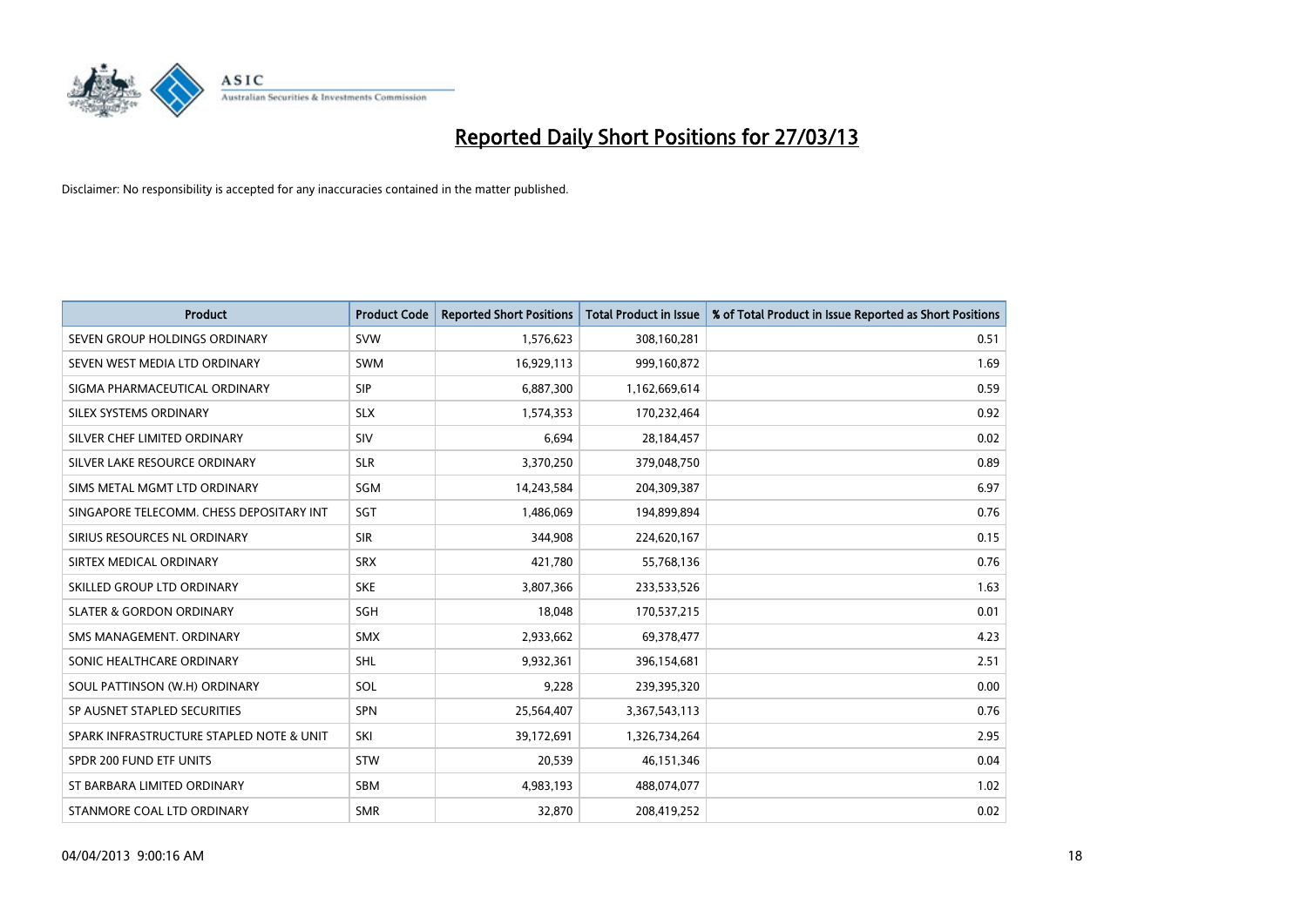# Reported Daily Short Positions for 27/03/13

Disclaimer: No responsibility is accepted for any inaccuracies contained in the matter published.

| Product | Product Code | Reported Short Positions | Total Product in Issue | % of Total Product in Issue Reported as Short Positions |
|---|---|---|---|---|
| SEVEN GROUP HOLDINGS ORDINARY | SVW | 1,576,623 | 308,160,281 | 0.51 |
| SEVEN WEST MEDIA LTD ORDINARY | SWM | 16,929,113 | 999,160,872 | 1.69 |
| SIGMA PHARMACEUTICAL ORDINARY | SIP | 6,887,300 | 1,162,669,614 | 0.59 |
| SILEX SYSTEMS ORDINARY | SLX | 1,574,353 | 170,232,464 | 0.92 |
| SILVER CHEF LIMITED ORDINARY | SIV | 6,694 | 28,184,457 | 0.02 |
| SILVER LAKE RESOURCE ORDINARY | SLR | 3,370,250 | 379,048,750 | 0.89 |
| SIMS METAL MGMT LTD ORDINARY | SGM | 14,243,584 | 204,309,387 | 6.97 |
| SINGAPORE TELECOMM. CHESS DEPOSITARY INT | SGT | 1,486,069 | 194,899,894 | 0.76 |
| SIRIUS RESOURCES NL ORDINARY | SIR | 344,908 | 224,620,167 | 0.15 |
| SIRTEX MEDICAL ORDINARY | SRX | 421,780 | 55,768,136 | 0.76 |
| SKILLED GROUP LTD ORDINARY | SKE | 3,807,366 | 233,533,526 | 1.63 |
| SLATER & GORDON ORDINARY | SGH | 18,048 | 170,537,215 | 0.01 |
| SMS MANAGEMENT. ORDINARY | SMX | 2,933,662 | 69,378,477 | 4.23 |
| SONIC HEALTHCARE ORDINARY | SHL | 9,932,361 | 396,154,681 | 2.51 |
| SOUL PATTINSON (W.H) ORDINARY | SOL | 9,228 | 239,395,320 | 0.00 |
| SP AUSNET STAPLED SECURITIES | SPN | 25,564,407 | 3,367,543,113 | 0.76 |
| SPARK INFRASTRUCTURE STAPLED NOTE & UNIT | SKI | 39,172,691 | 1,326,734,264 | 2.95 |
| SPDR 200 FUND ETF UNITS | STW | 20,539 | 46,151,346 | 0.04 |
| ST BARBARA LIMITED ORDINARY | SBM | 4,983,193 | 488,074,077 | 1.02 |
| STANMORE COAL LTD ORDINARY | SMR | 32,870 | 208,419,252 | 0.02 |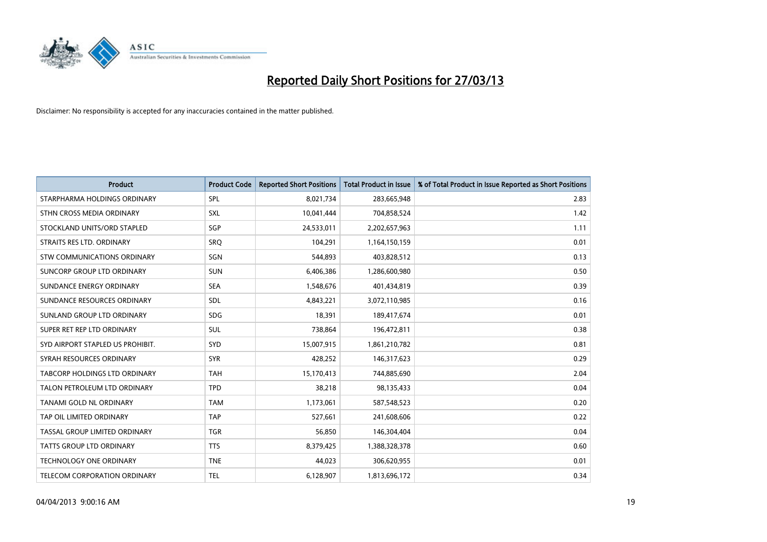# Reported Daily Short Positions for 27/03/13

Disclaimer: No responsibility is accepted for any inaccuracies contained in the matter published.

| Product | Product Code | Reported Short Positions | Total Product in Issue | % of Total Product in Issue Reported as Short Positions |
|---|---|---|---|---|
| STARPHARMA HOLDINGS ORDINARY | SPL | 8,021,734 | 283,665,948 | 2.83 |
| STHN CROSS MEDIA ORDINARY | SXL | 10,041,444 | 704,858,524 | 1.42 |
| STOCKLAND UNITS/ORD STAPLED | SGP | 24,533,011 | 2,202,657,963 | 1.11 |
| STRAITS RES LTD. ORDINARY | SRQ | 104,291 | 1,164,150,159 | 0.01 |
| STW COMMUNICATIONS ORDINARY | SGN | 544,893 | 403,828,512 | 0.13 |
| SUNCORP GROUP LTD ORDINARY | SUN | 6,406,386 | 1,286,600,980 | 0.50 |
| SUNDANCE ENERGY ORDINARY | SEA | 1,548,676 | 401,434,819 | 0.39 |
| SUNDANCE RESOURCES ORDINARY | SDL | 4,843,221 | 3,072,110,985 | 0.16 |
| SUNLAND GROUP LTD ORDINARY | SDG | 18,391 | 189,417,674 | 0.01 |
| SUPER RET REP LTD ORDINARY | SUL | 738,864 | 196,472,811 | 0.38 |
| SYD AIRPORT STAPLED US PROHIBIT. | SYD | 15,007,915 | 1,861,210,782 | 0.81 |
| SYRAH RESOURCES ORDINARY | SYR | 428,252 | 146,317,623 | 0.29 |
| TABCORP HOLDINGS LTD ORDINARY | TAH | 15,170,413 | 744,885,690 | 2.04 |
| TALON PETROLEUM LTD ORDINARY | TPD | 38,218 | 98,135,433 | 0.04 |
| TANAMI GOLD NL ORDINARY | TAM | 1,173,061 | 587,548,523 | 0.20 |
| TAP OIL LIMITED ORDINARY | TAP | 527,661 | 241,608,606 | 0.22 |
| TASSAL GROUP LIMITED ORDINARY | TGR | 56,850 | 146,304,404 | 0.04 |
| TATTS GROUP LTD ORDINARY | TTS | 8,379,425 | 1,388,328,378 | 0.60 |
| TECHNOLOGY ONE ORDINARY | TNE | 44,023 | 306,620,955 | 0.01 |
| TELECOM CORPORATION ORDINARY | TEL | 6,128,907 | 1,813,696,172 | 0.34 |

04/04/2013 9:00:16 AM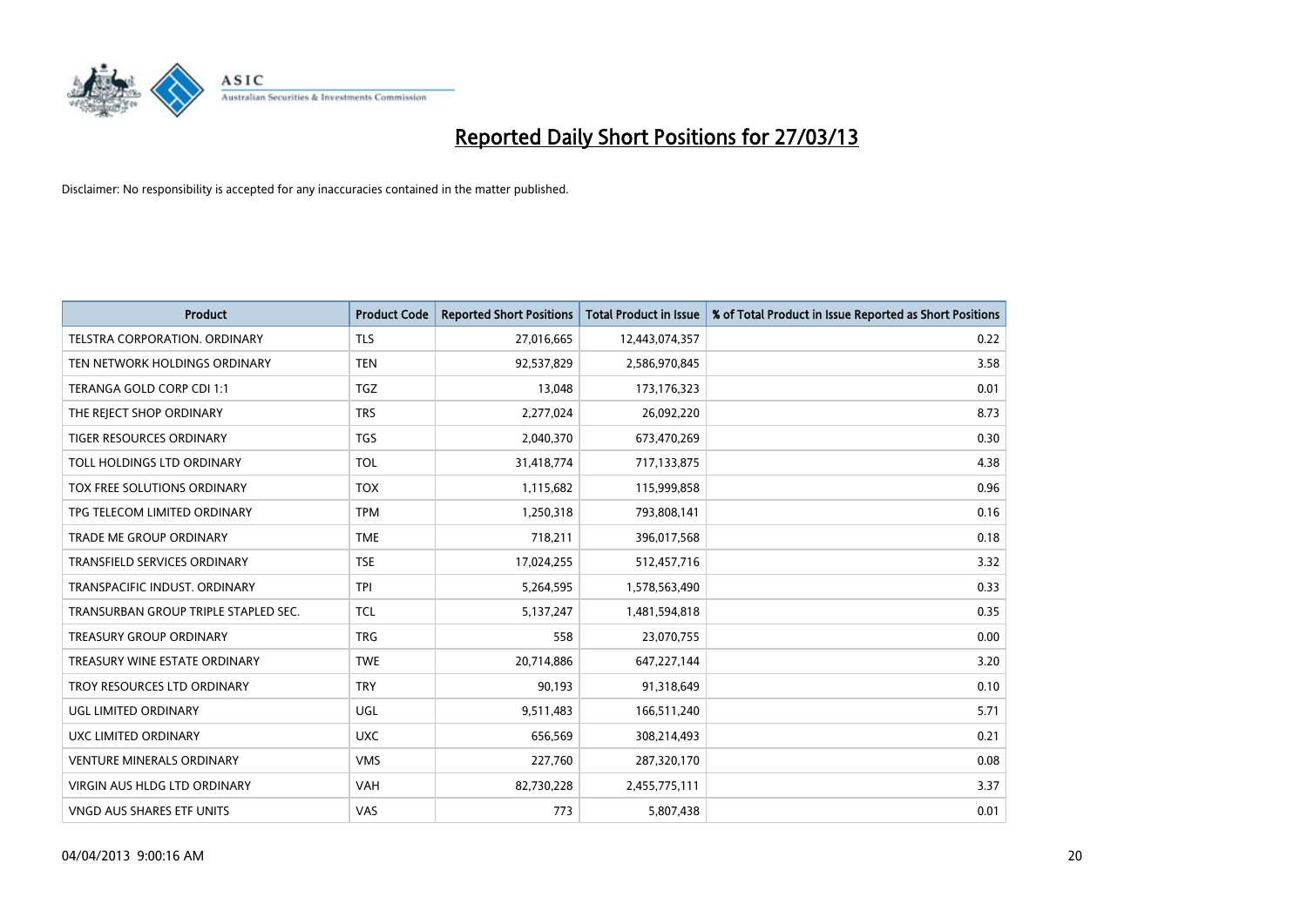# Reported Daily Short Positions for 27/03/13

Disclaimer: No responsibility is accepted for any inaccuracies contained in the matter published.

| Product | Product Code | Reported Short Positions | Total Product in Issue | % of Total Product in Issue Reported as Short Positions |
|---|---|---|---|---|
| TELSTRA CORPORATION. ORDINARY | TLS | 27,016,665 | 12,443,074,357 | 0.22 |
| TEN NETWORK HOLDINGS ORDINARY | TEN | 92,537,829 | 2,586,970,845 | 3.58 |
| TERANGA GOLD CORP CDI 1:1 | TGZ | 13,048 | 173,176,323 | 0.01 |
| THE REJECT SHOP ORDINARY | TRS | 2,277,024 | 26,092,220 | 8.73 |
| TIGER RESOURCES ORDINARY | TGS | 2,040,370 | 673,470,269 | 0.30 |
| TOLL HOLDINGS LTD ORDINARY | TOL | 31,418,774 | 717,133,875 | 4.38 |
| TOX FREE SOLUTIONS ORDINARY | TOX | 1,115,682 | 115,999,858 | 0.96 |
| TPG TELECOM LIMITED ORDINARY | TPM | 1,250,318 | 793,808,141 | 0.16 |
| TRADE ME GROUP ORDINARY | TME | 718,211 | 396,017,568 | 0.18 |
| TRANSFIELD SERVICES ORDINARY | TSE | 17,024,255 | 512,457,716 | 3.32 |
| TRANSPACIFIC INDUST. ORDINARY | TPI | 5,264,595 | 1,578,563,490 | 0.33 |
| TRANSURBAN GROUP TRIPLE STAPLED SEC. | TCL | 5,137,247 | 1,481,594,818 | 0.35 |
| TREASURY GROUP ORDINARY | TRG | 558 | 23,070,755 | 0.00 |
| TREASURY WINE ESTATE ORDINARY | TWE | 20,714,886 | 647,227,144 | 3.20 |
| TROY RESOURCES LTD ORDINARY | TRY | 90,193 | 91,318,649 | 0.10 |
| UGL LIMITED ORDINARY | UGL | 9,511,483 | 166,511,240 | 5.71 |
| UXC LIMITED ORDINARY | UXC | 656,569 | 308,214,493 | 0.21 |
| VENTURE MINERALS ORDINARY | VMS | 227,760 | 287,320,170 | 0.08 |
| VIRGIN AUS HLDG LTD ORDINARY | VAH | 82,730,228 | 2,455,775,111 | 3.37 |
| VNGD AUS SHARES ETF UNITS | VAS | 773 | 5,807,438 | 0.01 |

04/04/2013 9:00:16 AM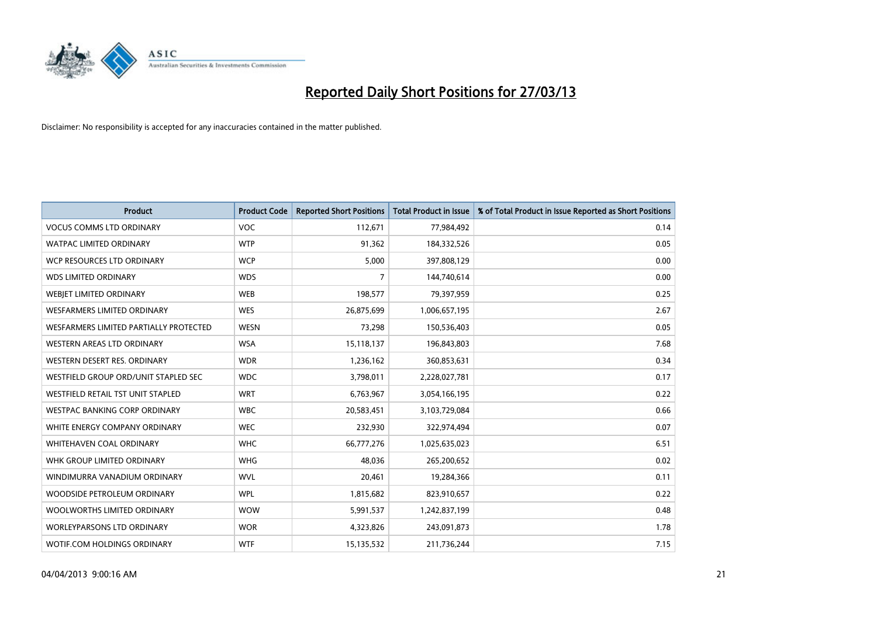# Reported Daily Short Positions for 27/03/13

Disclaimer: No responsibility is accepted for any inaccuracies contained in the matter published.

| Product | Product Code | Reported Short Positions | Total Product in Issue | % of Total Product in Issue Reported as Short Positions |
|---|---|---|---|---|
| VOCUS COMMS LTD ORDINARY | VOC | 112,671 | 77,984,492 | 0.14 |
| WATPAC LIMITED ORDINARY | WTP | 91,362 | 184,332,526 | 0.05 |
| WCP RESOURCES LTD ORDINARY | WCP | 5,000 | 397,808,129 | 0.00 |
| WDS LIMITED ORDINARY | WDS | 7 | 144,740,614 | 0.00 |
| WEBJET LIMITED ORDINARY | WEB | 198,577 | 79,397,959 | 0.25 |
| WESFARMERS LIMITED ORDINARY | WES | 26,875,699 | 1,006,657,195 | 2.67 |
| WESFARMERS LIMITED PARTIALLY PROTECTED | WESN | 73,298 | 150,536,403 | 0.05 |
| WESTERN AREAS LTD ORDINARY | WSA | 15,118,137 | 196,843,803 | 7.68 |
| WESTERN DESERT RES. ORDINARY | WDR | 1,236,162 | 360,853,631 | 0.34 |
| WESTFIELD GROUP ORD/UNIT STAPLED SEC | WDC | 3,798,011 | 2,228,027,781 | 0.17 |
| WESTFIELD RETAIL TST UNIT STAPLED | WRT | 6,763,967 | 3,054,166,195 | 0.22 |
| WESTPAC BANKING CORP ORDINARY | WBC | 20,583,451 | 3,103,729,084 | 0.66 |
| WHITE ENERGY COMPANY ORDINARY | WEC | 232,930 | 322,974,494 | 0.07 |
| WHITEHAVEN COAL ORDINARY | WHC | 66,777,276 | 1,025,635,023 | 6.51 |
| WHK GROUP LIMITED ORDINARY | WHG | 48,036 | 265,200,652 | 0.02 |
| WINDIMURRA VANADIUM ORDINARY | WVL | 20,461 | 19,284,366 | 0.11 |
| WOODSIDE PETROLEUM ORDINARY | WPL | 1,815,682 | 823,910,657 | 0.22 |
| WOOLWORTHS LIMITED ORDINARY | WOW | 5,991,537 | 1,242,837,199 | 0.48 |
| WORLEYPARSONS LTD ORDINARY | WOR | 4,323,826 | 243,091,873 | 1.78 |
| WOTIF.COM HOLDINGS ORDINARY | WTF | 15,135,532 | 211,736,244 | 7.15 |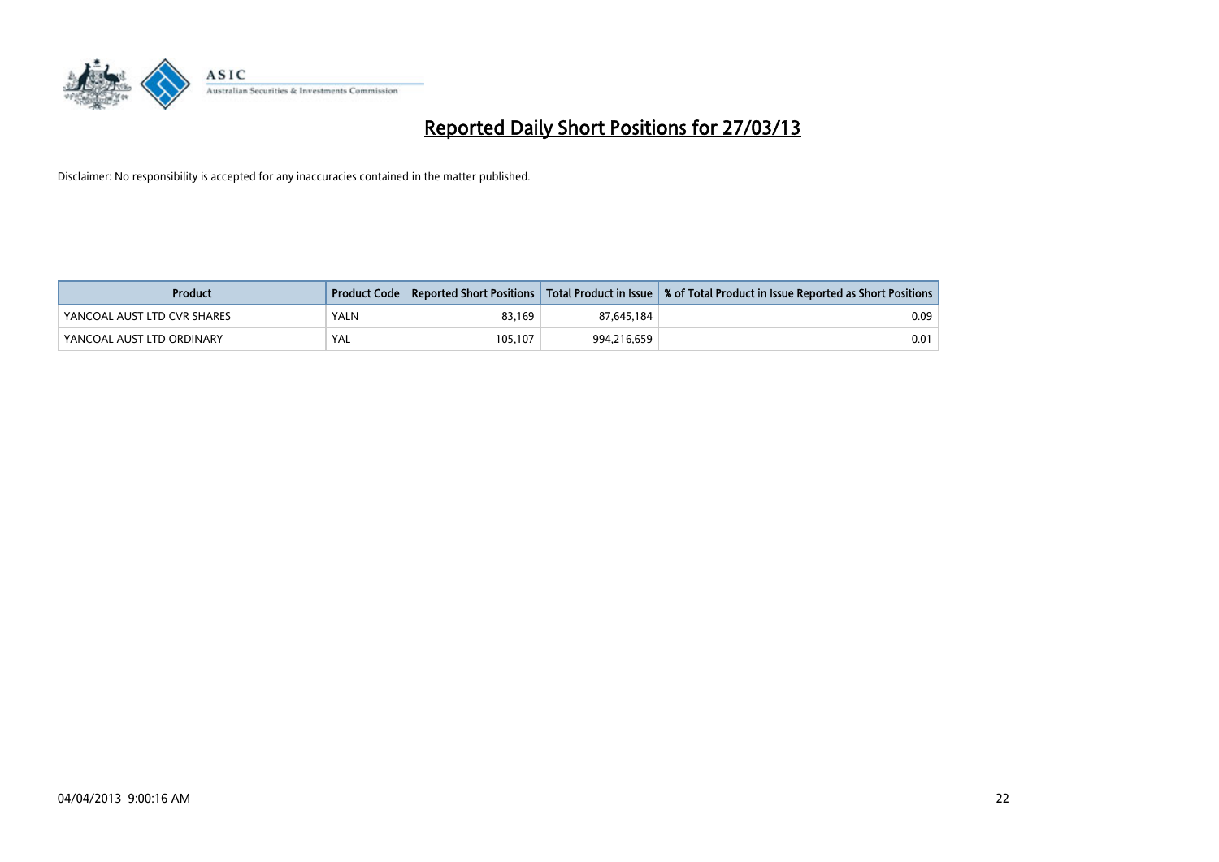# Reported Daily Short Positions for 27/03/13

Disclaimer: No responsibility is accepted for any inaccuracies contained in the matter published.

| Product | Product Code | Reported Short Positions | Total Product in Issue | % of Total Product in Issue Reported as Short Positions |
|---|---|---|---|---|
| YANCOAL AUST LTD CVR SHARES | YALN | 83,169 | 87,645,184 | 0.09 |
| YANCOAL AUST LTD ORDINARY | YAL | 105,107 | 994,216,659 | 0.01 |

04/04/2013 9:00:16 AM